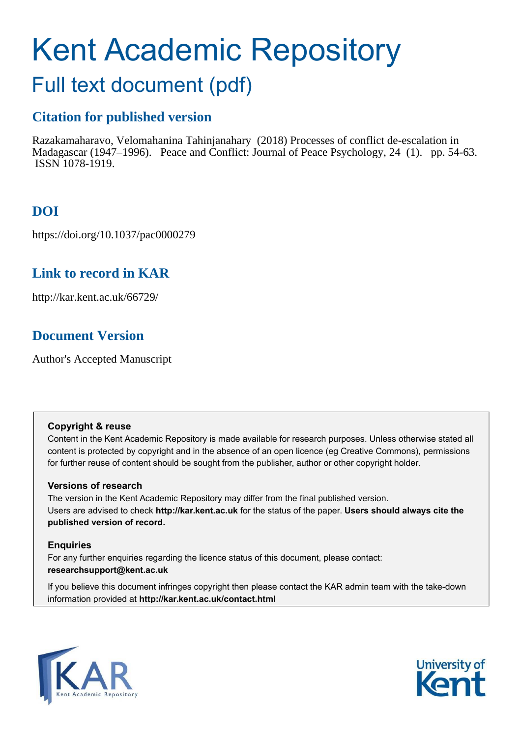# Kent Academic Repository

## Full text document (pdf)

### Citation for published version

Razakamaharavo, Velomahanina Tahinjanahary (2018) Processes of conflict de-escalation in Madagascar (1947–1996). Peace and Conflict: Journal of Peace Psychology, 24 (1). pp. 54-63. ISSN 1078-1919.

### DOI

https://doi.org/10.1037/pac0000279

### Link to record in KAR

http://kar.kent.ac.uk/66729/

### Document Version

Author's Accepted Manuscript

**Copyright & reuse**

Content in the Kent Academic Repository is made available for research purposes. Unless otherwise stated all content is protected by copyright and in the absence of an open licence (eg Creative Commons), permissions for further reuse of content should be sought from the publisher, author or other copyright holder.

**Versions of research**

The version in the Kent Academic Repository may differ from the final published version. Users are advised to check **http://kar.kent.ac.uk** for the status of the paper. **Users should always cite the published version of record.**

**Enquiries**

For any further enquiries regarding the licence status of this document, please contact: **researchsupport@kent.ac.uk**

If you believe this document infringes copyright then please contact the KAR admin team with the take-down information provided at **http://kar.kent.ac.uk/contact.html**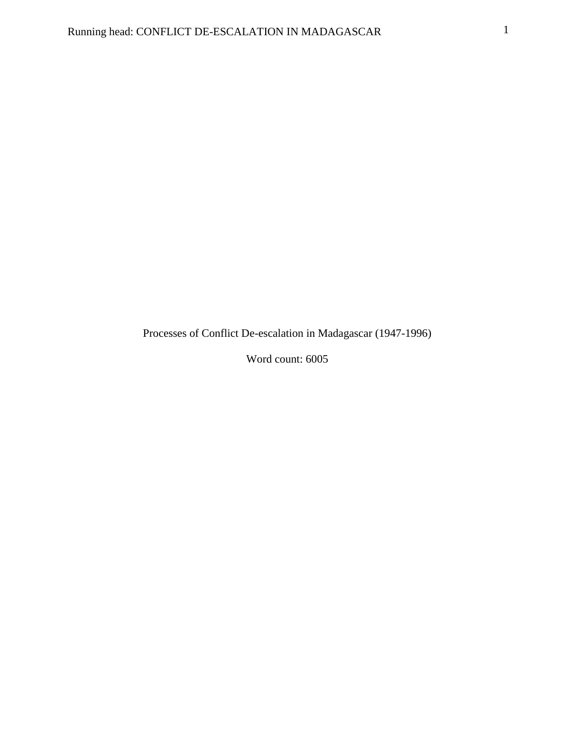Processes of Conflict De-escalation in Madagascar (1947-1996)

Word count: 6005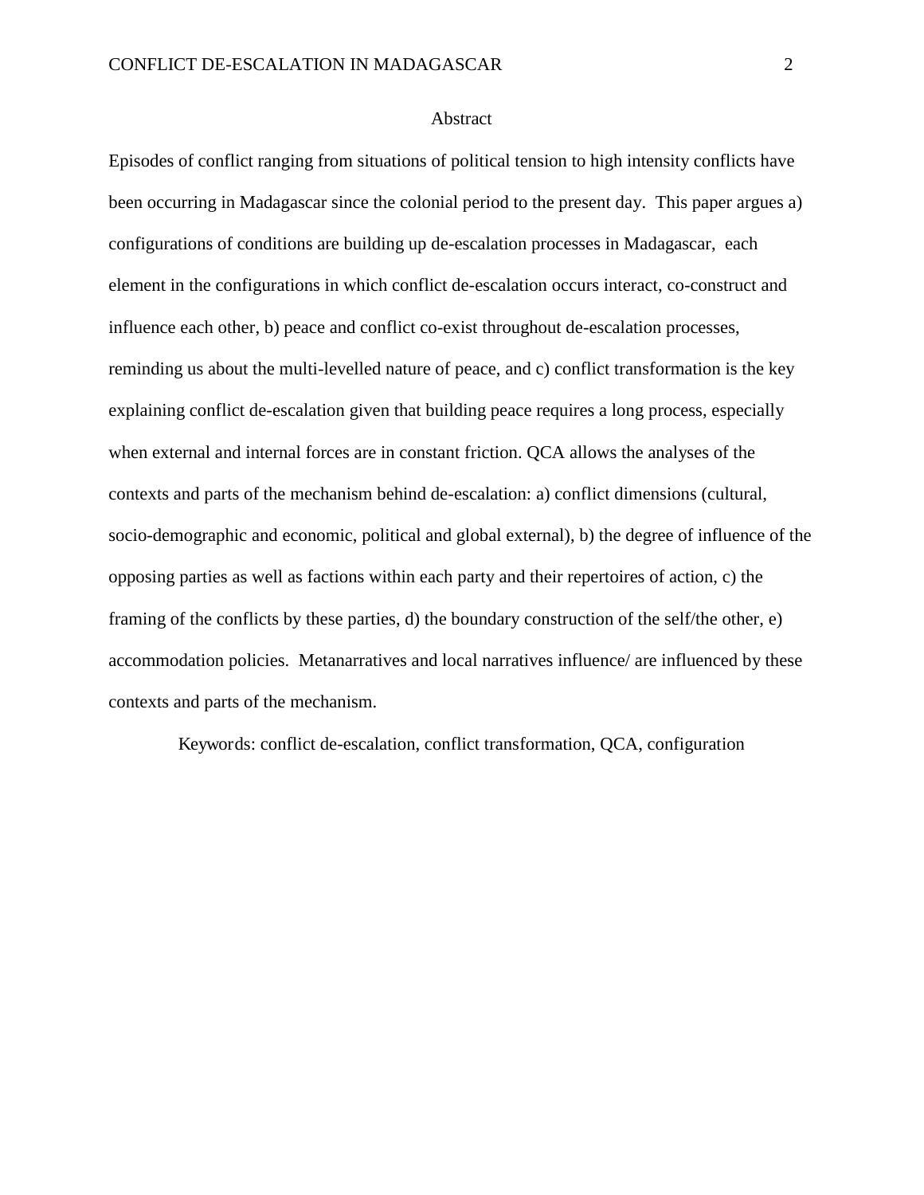# Abstract

Episodes of conflict ranging from situations of political tension to high intensity conflicts have been occurring in Madagascar since the colonial period to the present day. This paper argues a) configurations of conditions are building up de-escalation processes in Madagascar, each element in the configurations in which conflict de-escalation occurs interact, co-construct and influence each other, b) peace and conflict co-exist throughout de-escalation processes, reminding us about the multi-levelled nature of peace, and c) conflict transformation is the key explaining conflict de-escalation given that building peace requires a long process, especially when external and internal forces are in constant friction. QCA allows the analyses of the contexts and parts of the mechanism behind de-escalation: a) conflict dimensions (cultural, socio-demographic and economic, political and global external), b) the degree of influence of the opposing parties as well as factions within each party and their repertoires of action, c) the framing of the conflicts by these parties, d) the boundary construction of the self/the other, e) accommodation policies. Metanarratives and local narratives influence/ are influenced by these contexts and parts of the mechanism.

*Keywords:* conflict de-escalation, conflict transformation, QCA, configuration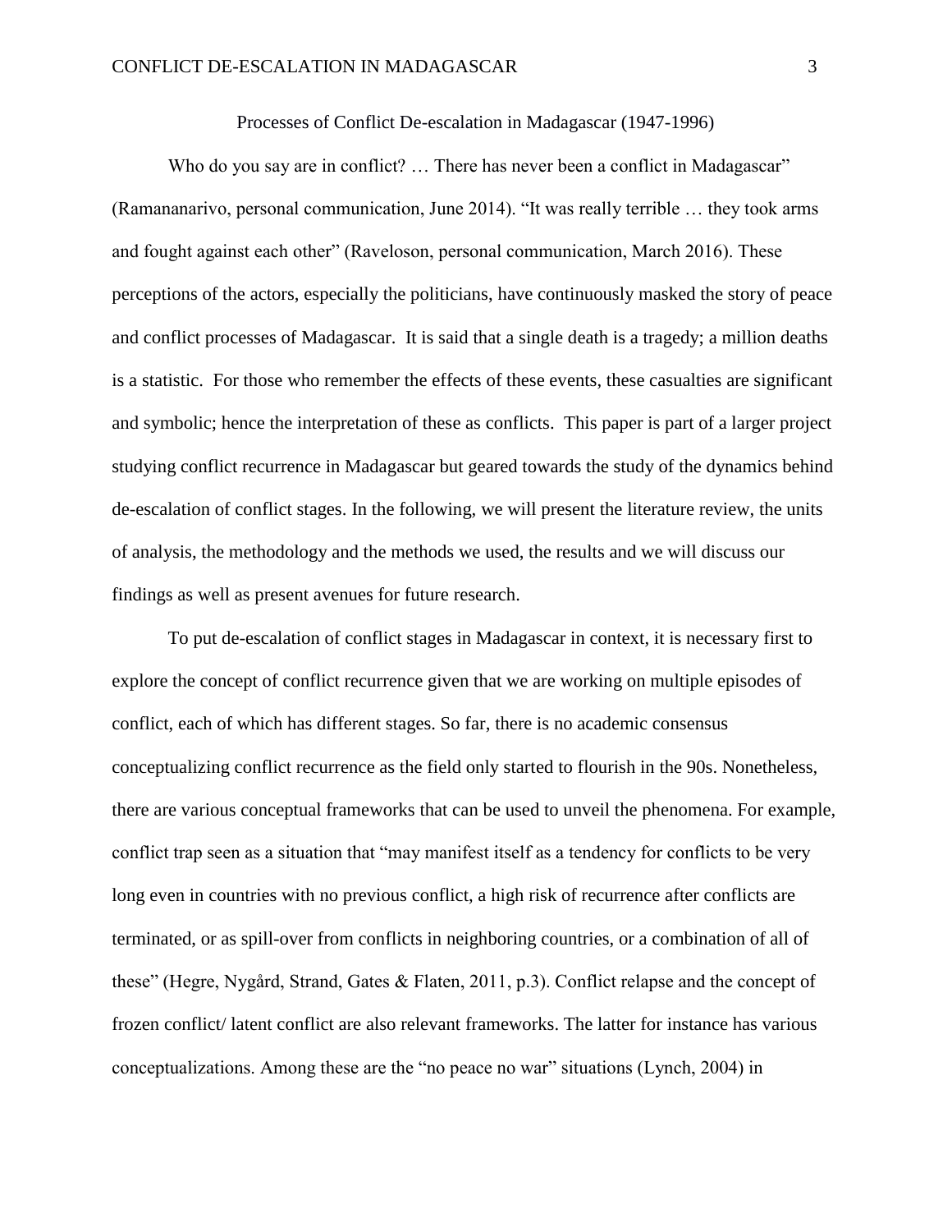Processes of Conflict De-escalation in Madagascar (1947-1996)

Who do you say are in conflict? … There has never been a conflict in Madagascar" (Ramananarivo, personal communication, June 2014). "It was really terrible … they took arms and fought against each other" (Raveloson, personal communication, March 2016). These perceptions of the actors, especially the politicians, have continuously masked the story of peace and conflict processes of Madagascar. It is said that a single death is a tragedy; a million deaths is a statistic. For those who remember the effects of these events, these casualties are significant and symbolic; hence the interpretation of these as conflicts. This paper is part of a larger project studying conflict recurrence in Madagascar but geared towards the study of the dynamics behind de-escalation of conflict stages. In the following, we will present the literature review, the units of analysis, the methodology and the methods we used, the results and we will discuss our findings as well as present avenues for future research.

To put de-escalation of conflict stages in Madagascar in context, it is necessary first to explore the concept of conflict recurrence given that we are working on multiple episodes of conflict, each of which has different stages. So far, there is no academic consensus conceptualizing conflict recurrence as the field only started to flourish in the 90s. Nonetheless, there are various conceptual frameworks that can be used to unveil the phenomena. For example, conflict trap seen as a situation that "may manifest itself as a tendency for conflicts to be very long even in countries with no previous conflict, a high risk of recurrence after conflicts are terminated, or as spill-over from conflicts in neighboring countries, or a combination of all of these" (Hegre, Nygård, Strand, Gates & Flaten, 2011, p.3). Conflict relapse and the concept of frozen conflict/ latent conflict are also relevant frameworks. The latter for instance has various conceptualizations. Among these are the "no peace no war" situations (Lynch, 2004) in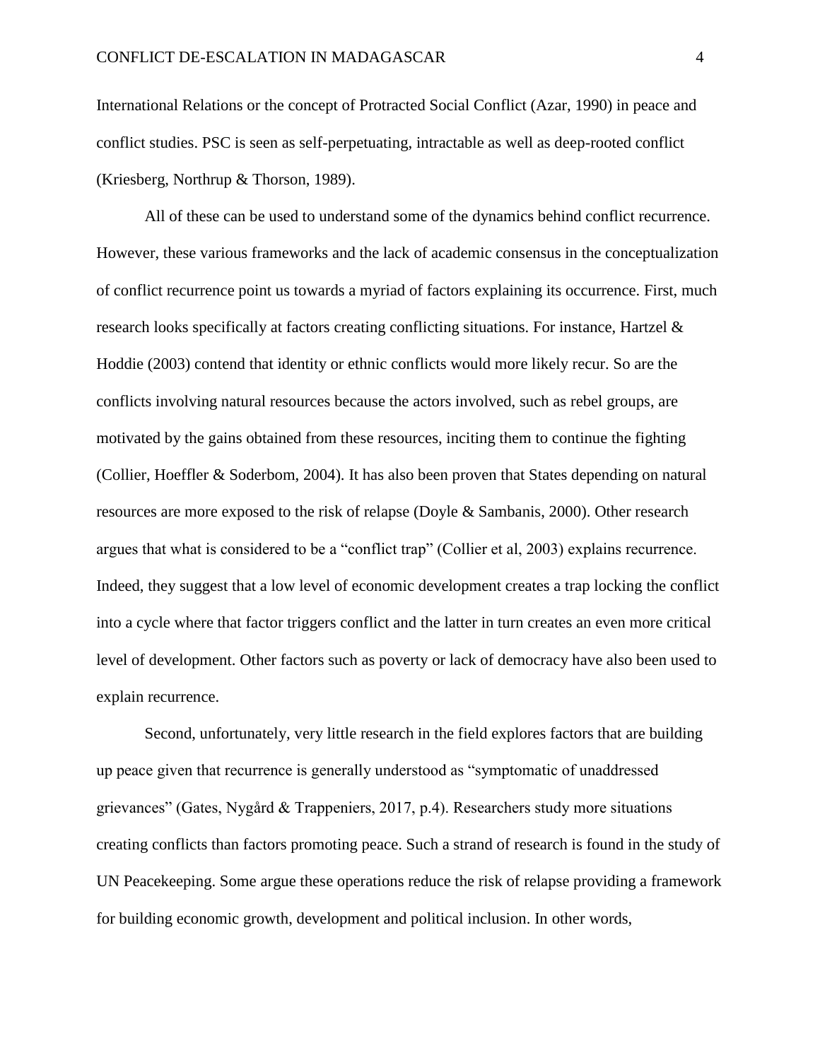International Relations or the concept of Protracted Social Conflict (Azar, 1990) in peace and conflict studies. PSC is seen as self-perpetuating, intractable as well as deep-rooted conflict (Kriesberg, Northrup & Thorson, 1989).

All of these can be used to understand some of the dynamics behind conflict recurrence. However, these various frameworks and the lack of academic consensus in the conceptualization of conflict recurrence point us towards a myriad of factors explaining its occurrence. First, much research looks specifically at factors creating conflicting situations. For instance, Hartzel & Hoddie (2003) contend that identity or ethnic conflicts would more likely recur. So are the conflicts involving natural resources because the actors involved, such as rebel groups, are motivated by the gains obtained from these resources, inciting them to continue the fighting (Collier, Hoeffler & Soderbom, 2004). It has also been proven that States depending on natural resources are more exposed to the risk of relapse (Doyle & Sambanis, 2000). Other research argues that what is considered to be a "conflict trap" (Collier et al, 2003) explains recurrence. Indeed, they suggest that a low level of economic development creates a trap locking the conflict into a cycle where that factor triggers conflict and the latter in turn creates an even more critical level of development. Other factors such as poverty or lack of democracy have also been used to explain recurrence.

Second, unfortunately, very little research in the field explores factors that are building up peace given that recurrence is generally understood as "symptomatic of unaddressed grievances" (Gates, Nygård & Trappeniers, 2017, p.4). Researchers study more situations creating conflicts than factors promoting peace. Such a strand of research is found in the study of UN Peacekeeping. Some argue these operations reduce the risk of relapse providing a framework for building economic growth, development and political inclusion. In other words,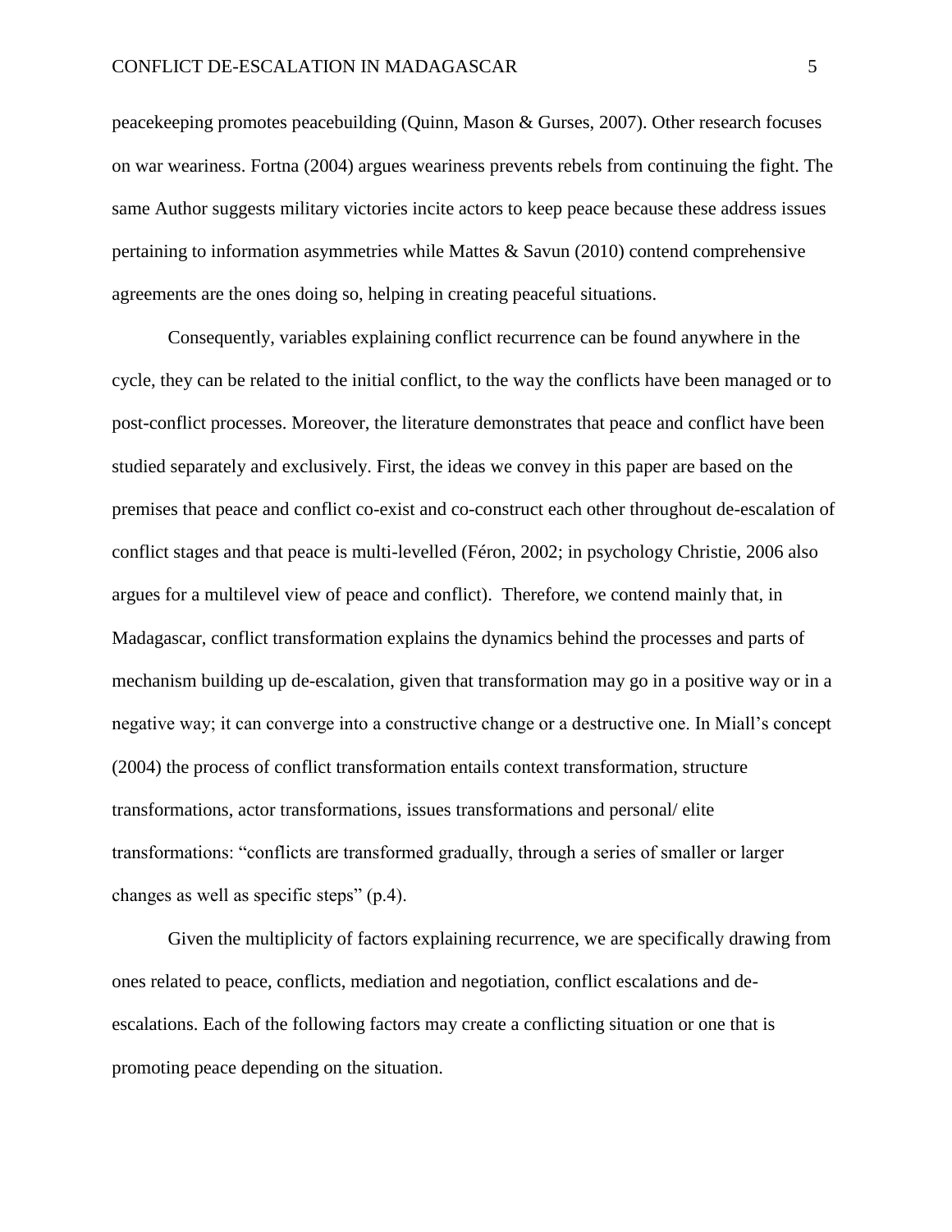peacekeeping promotes peacebuilding (Quinn, Mason & Gurses, 2007). Other research focuses on war weariness. Fortna (2004) argues weariness prevents rebels from continuing the fight. The same Author suggests military victories incite actors to keep peace because these address issues pertaining to information asymmetries while Mattes & Savun (2010) contend comprehensive agreements are the ones doing so, helping in creating peaceful situations.

Consequently, variables explaining conflict recurrence can be found anywhere in the cycle, they can be related to the initial conflict, to the way the conflicts have been managed or to post-conflict processes. Moreover, the literature demonstrates that peace and conflict have been studied separately and exclusively. First, the ideas we convey in this paper are based on the premises that peace and conflict co-exist and co-construct each other throughout de-escalation of conflict stages and that peace is multi-levelled (Féron, 2002; in psychology Christie, 2006 also argues for a multilevel view of peace and conflict). Therefore, we contend mainly that, in Madagascar, conflict transformation explains the dynamics behind the processes and parts of mechanism building up de-escalation, given that transformation may go in a positive way or in a negative way; it can converge into a constructive change or a destructive one. In Miall's concept (2004) the process of conflict transformation entails context transformation, structure transformations, actor transformations, issues transformations and personal/ elite transformations: "conflicts are transformed gradually, through a series of smaller or larger changes as well as specific steps" (p.4).

Given the multiplicity of factors explaining recurrence, we are specifically drawing from ones related to peace, conflicts, mediation and negotiation, conflict escalations and de-escalations. Each of the following factors may create a conflicting situation or one that is promoting peace depending on the situation.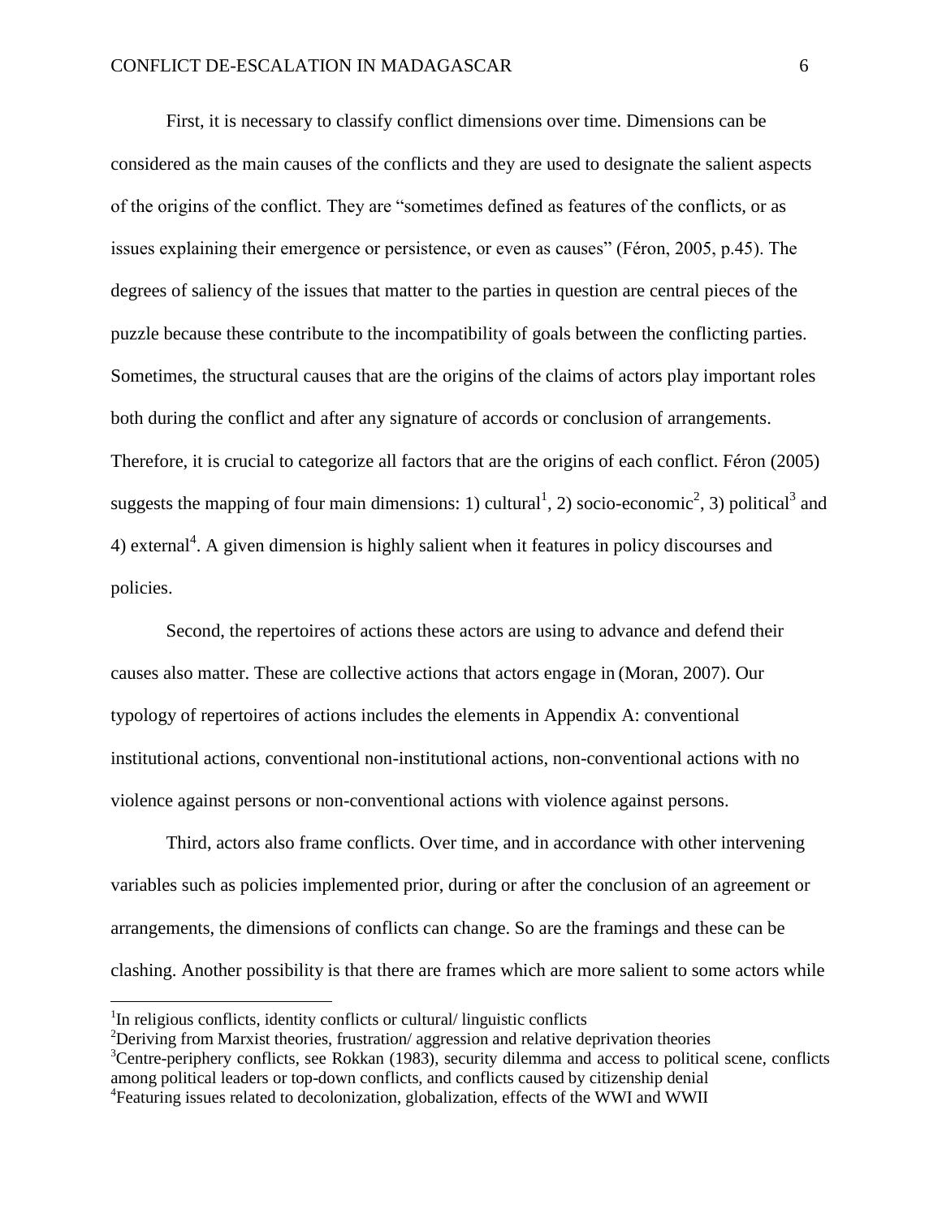First, it is necessary to classify conflict dimensions over time. Dimensions can be considered as the main causes of the conflicts and they are used to designate the salient aspects of the origins of the conflict. They are "sometimes defined as features of the conflicts, or as issues explaining their emergence or persistence, or even as causes" (Féron, 2005, p.45). The degrees of saliency of the issues that matter to the parties in question are central pieces of the puzzle because these contribute to the incompatibility of goals between the conflicting parties. Sometimes, the structural causes that are the origins of the claims of actors play important roles both during the conflict and after any signature of accords or conclusion of arrangements. Therefore, it is crucial to categorize all factors that are the origins of each conflict. Féron (2005) suggests the mapping of four main dimensions: 1) cultural[1], 2) socio-economic[2], 3) political[3] and 4) external[4]. A given dimension is highly salient when it features in policy discourses and policies.

Second, the repertoires of actions these actors are using to advance and defend their causes also matter. These are collective actions that actors engage in (Moran, 2007). Our typology of repertoires of actions includes the elements in Appendix A: conventional institutional actions, conventional non-institutional actions, non-conventional actions with no violence against persons or non-conventional actions with violence against persons.

Third, actors also frame conflicts. Over time, and in accordance with other intervening variables such as policies implemented prior, during or after the conclusion of an agreement or arrangements, the dimensions of conflicts can change. So are the framings and these can be clashing. Another possibility is that there are frames which are more salient to some actors while

[1]In religious conflicts, identity conflicts or cultural/ linguistic conflicts

[2]Deriving from Marxist theories, frustration/ aggression and relative deprivation theories

[3]Centre-periphery conflicts, see Rokkan (1983), security dilemma and access to political scene, conflicts among political leaders or top-down conflicts, and conflicts caused by citizenship denial

[4]Featuring issues related to decolonization, globalization, effects of the WWI and WWII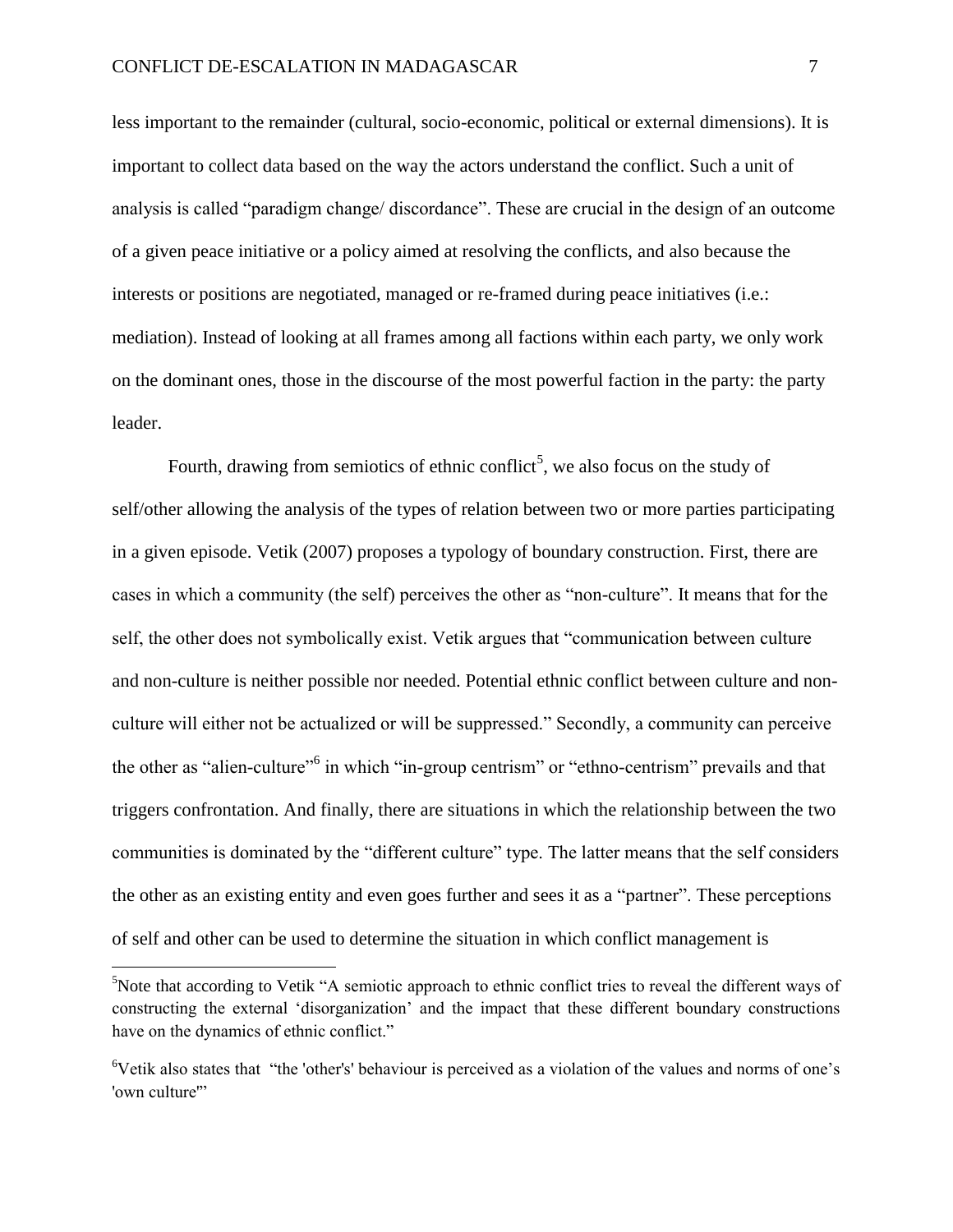less important to the remainder (cultural, socio-economic, political or external dimensions). It is important to collect data based on the way the actors understand the conflict. Such a unit of analysis is called "paradigm change/ discordance". These are crucial in the design of an outcome of a given peace initiative or a policy aimed at resolving the conflicts, and also because the interests or positions are negotiated, managed or re-framed during peace initiatives (i.e.: mediation). Instead of looking at all frames among all factions within each party, we only work on the dominant ones, those in the discourse of the most powerful faction in the party: the party leader.

Fourth, drawing from semiotics of ethnic conflict[5], we also focus on the study of self/other allowing the analysis of the types of relation between two or more parties participating in a given episode. Vetik (2007) proposes a typology of boundary construction. First, there are cases in which a community (the self) perceives the other as "non-culture". It means that for the self, the other does not symbolically exist. Vetik argues that "communication between culture and non-culture is neither possible nor needed. Potential ethnic conflict between culture and non-culture will either not be actualized or will be suppressed." Secondly, a community can perceive the other as "alien-culture"[6] in which "in-group centrism" or "ethno-centrism" prevails and that triggers confrontation. And finally, there are situations in which the relationship between the two communities is dominated by the "different culture" type. The latter means that the self considers the other as an existing entity and even goes further and sees it as a "partner". These perceptions of self and other can be used to determine the situation in which conflict management is

[5]Note that according to Vetik "A semiotic approach to ethnic conflict tries to reveal the different ways of constructing the external 'disorganization' and the impact that these different boundary constructions have on the dynamics of ethnic conflict."

[6]Vetik also states that "the 'other's' behaviour is perceived as a violation of the values and norms of one's 'own culture'"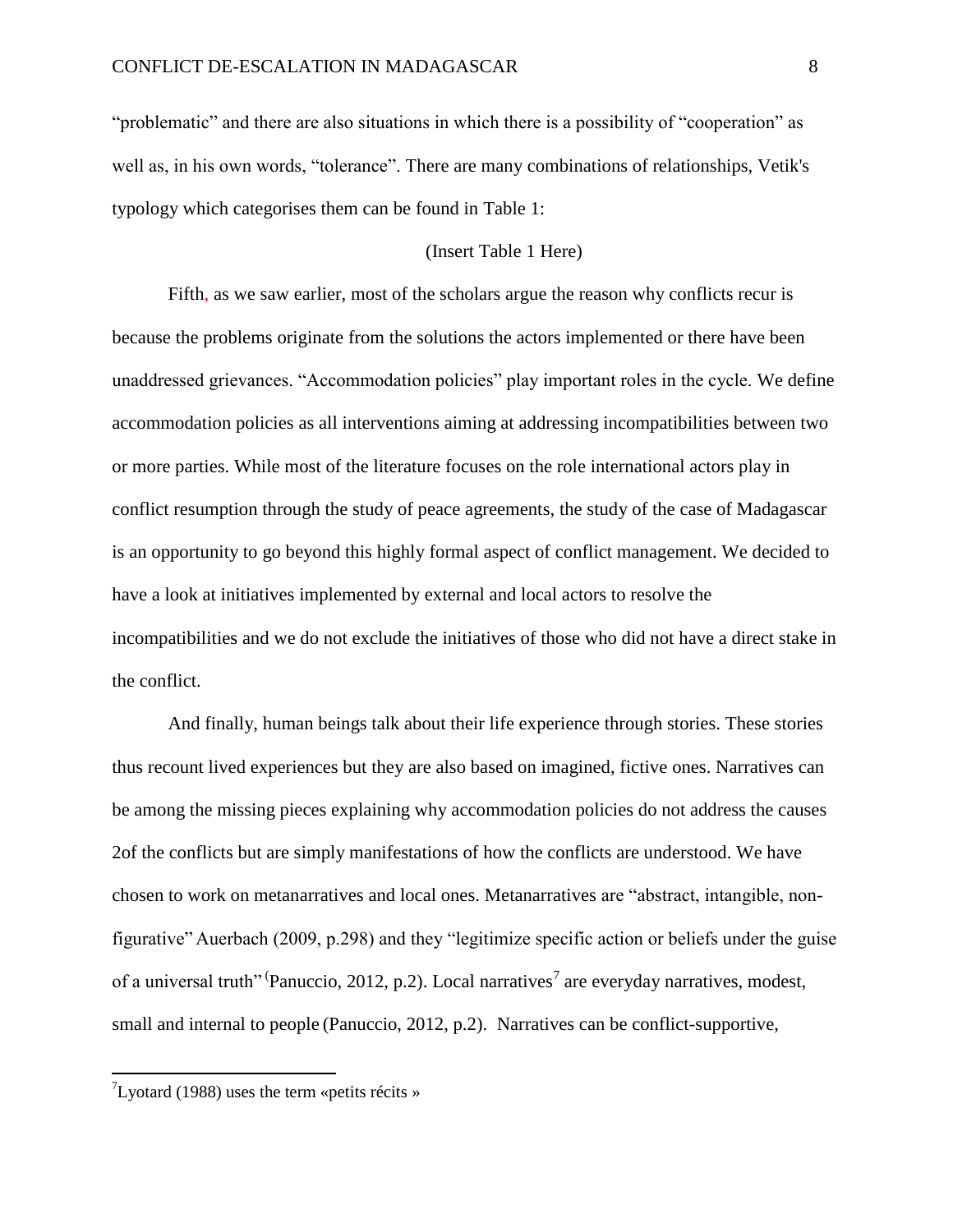"problematic" and there are also situations in which there is a possibility of "cooperation" as well as, in his own words, "tolerance". There are many combinations of relationships, Vetik's typology which categorises them can be found in Table 1:

(Insert Table 1 Here)

Fifth, as we saw earlier, most of the scholars argue the reason why conflicts recur is because the problems originate from the solutions the actors implemented or there have been unaddressed grievances. "Accommodation policies" play important roles in the cycle. We define accommodation policies as all interventions aiming at addressing incompatibilities between two or more parties. While most of the literature focuses on the role international actors play in conflict resumption through the study of peace agreements, the study of the case of Madagascar is an opportunity to go beyond this highly formal aspect of conflict management. We decided to have a look at initiatives implemented by external and local actors to resolve the incompatibilities and we do not exclude the initiatives of those who did not have a direct stake in the conflict.

And finally, human beings talk about their life experience through stories. These stories thus recount lived experiences but they are also based on imagined, fictive ones. Narratives can be among the missing pieces explaining why accommodation policies do not address the causes 2of the conflicts but are simply manifestations of how the conflicts are understood. We have chosen to work on metanarratives and local ones. Metanarratives are "abstract, intangible, non-figurative" Auerbach (2009, p.298) and they "legitimize specific action or beliefs under the guise of a universal truth" (Panuccio, 2012, p.2). Local narratives[7] are everyday narratives, modest, small and internal to people (Panuccio, 2012, p.2). Narratives can be conflict-supportive,

---

[7] Lyotard (1988) uses the term «petits récits »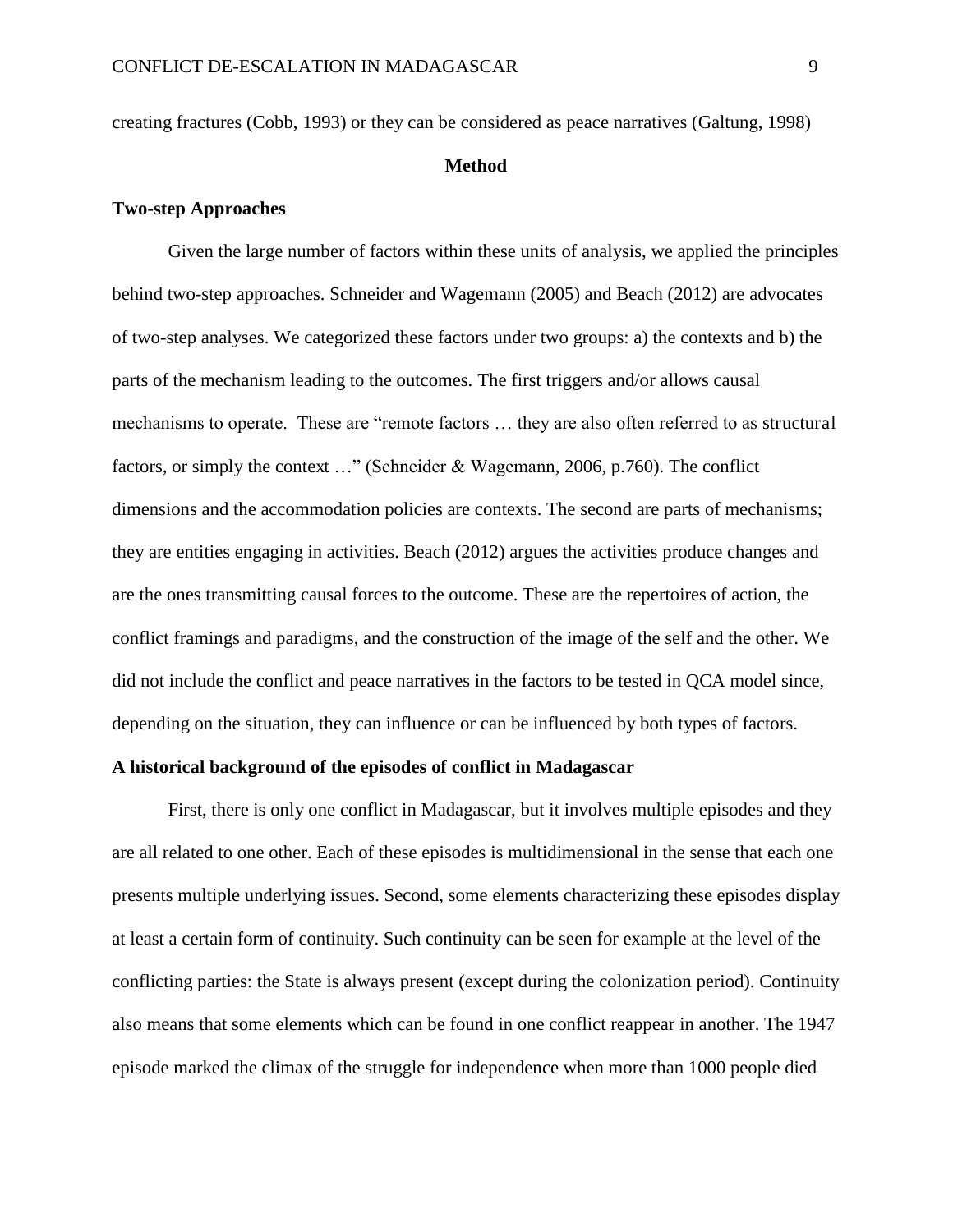creating fractures (Cobb, 1993) or they can be considered as peace narratives (Galtung, 1998)

## Method

### Two-step Approaches

Given the large number of factors within these units of analysis, we applied the principles behind two-step approaches. Schneider and Wagemann (2005) and Beach (2012) are advocates of two-step analyses. We categorized these factors under two groups: a) the contexts and b) the parts of the mechanism leading to the outcomes. The first triggers and/or allows causal mechanisms to operate. These are "remote factors … they are also often referred to as structural factors, or simply the context …" (Schneider & Wagemann, 2006, p.760). The conflict dimensions and the accommodation policies are contexts. The second are parts of mechanisms; they are entities engaging in activities. Beach (2012) argues the activities produce changes and are the ones transmitting causal forces to the outcome. These are the repertoires of action, the conflict framings and paradigms, and the construction of the image of the self and the other. We did not include the conflict and peace narratives in the factors to be tested in QCA model since, depending on the situation, they can influence or can be influenced by both types of factors.

### A historical background of the episodes of conflict in Madagascar

First, there is only one conflict in Madagascar, but it involves multiple episodes and they are all related to one other. Each of these episodes is multidimensional in the sense that each one presents multiple underlying issues. Second, some elements characterizing these episodes display at least a certain form of continuity. Such continuity can be seen for example at the level of the conflicting parties: the State is always present (except during the colonization period). Continuity also means that some elements which can be found in one conflict reappear in another. The 1947 episode marked the climax of the struggle for independence when more than 1000 people died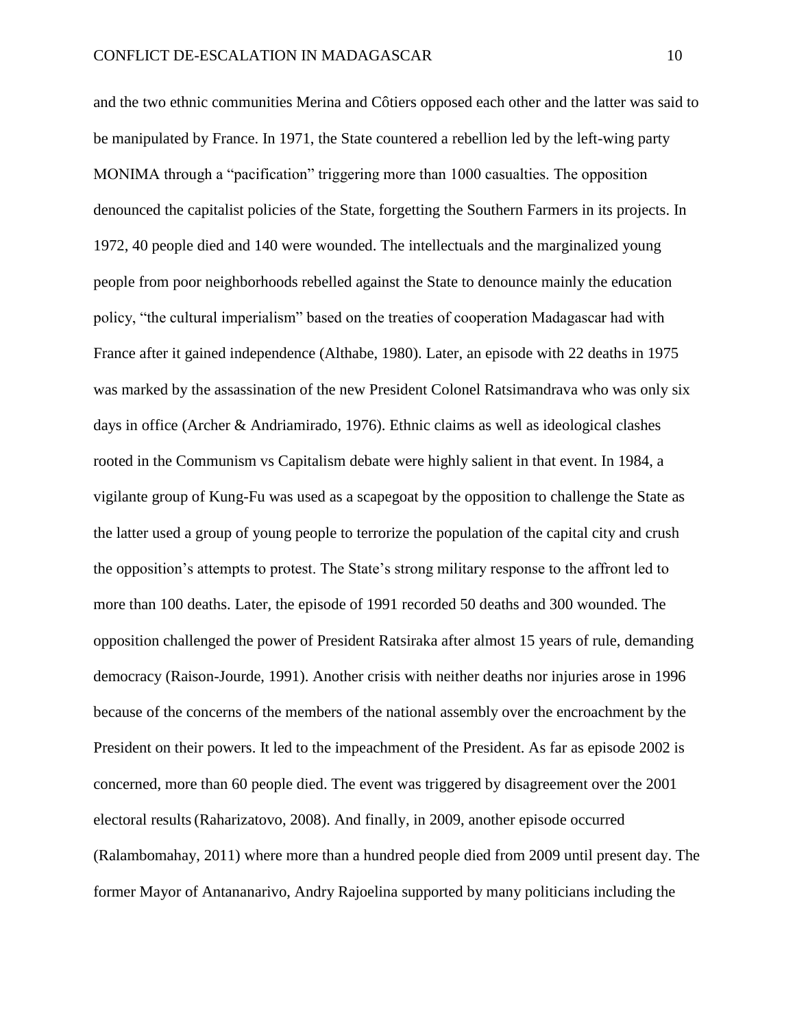and the two ethnic communities Merina and Côtiers opposed each other and the latter was said to be manipulated by France. In 1971, the State countered a rebellion led by the left-wing party MONIMA through a "pacification" triggering more than 1000 casualties. The opposition denounced the capitalist policies of the State, forgetting the Southern Farmers in its projects. In 1972, 40 people died and 140 were wounded. The intellectuals and the marginalized young people from poor neighborhoods rebelled against the State to denounce mainly the education policy, "the cultural imperialism" based on the treaties of cooperation Madagascar had with France after it gained independence (Althabe, 1980). Later, an episode with 22 deaths in 1975 was marked by the assassination of the new President Colonel Ratsimandrava who was only six days in office (Archer & Andriamirado, 1976). Ethnic claims as well as ideological clashes rooted in the Communism vs Capitalism debate were highly salient in that event. In 1984, a vigilante group of Kung-Fu was used as a scapegoat by the opposition to challenge the State as the latter used a group of young people to terrorize the population of the capital city and crush the opposition's attempts to protest. The State's strong military response to the affront led to more than 100 deaths. Later, the episode of 1991 recorded 50 deaths and 300 wounded. The opposition challenged the power of President Ratsiraka after almost 15 years of rule, demanding democracy (Raison-Jourde, 1991). Another crisis with neither deaths nor injuries arose in 1996 because of the concerns of the members of the national assembly over the encroachment by the President on their powers. It led to the impeachment of the President. As far as episode 2002 is concerned, more than 60 people died. The event was triggered by disagreement over the 2001 electoral results (Raharizatovo, 2008). And finally, in 2009, another episode occurred (Ralambomahay, 2011) where more than a hundred people died from 2009 until present day. The former Mayor of Antananarivo, Andry Rajoelina supported by many politicians including the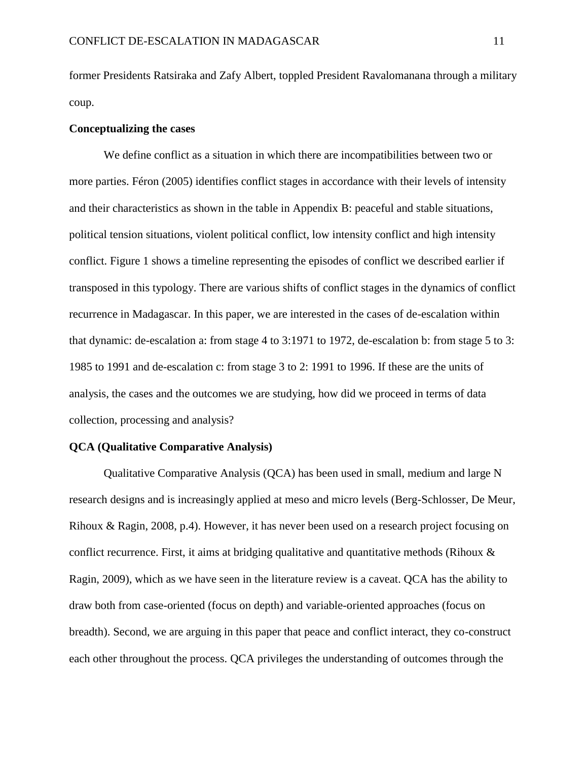former Presidents Ratsiraka and Zafy Albert, toppled President Ravalomanana through a military coup.

**Conceptualizing the cases**

We define conflict as a situation in which there are incompatibilities between two or more parties. Féron (2005) identifies conflict stages in accordance with their levels of intensity and their characteristics as shown in the table in Appendix B: peaceful and stable situations, political tension situations, violent political conflict, low intensity conflict and high intensity conflict. Figure 1 shows a timeline representing the episodes of conflict we described earlier if transposed in this typology. There are various shifts of conflict stages in the dynamics of conflict recurrence in Madagascar. In this paper, we are interested in the cases of de-escalation within that dynamic: de-escalation a: from stage 4 to 3:1971 to 1972, de-escalation b: from stage 5 to 3: 1985 to 1991 and de-escalation c: from stage 3 to 2: 1991 to 1996. If these are the units of analysis, the cases and the outcomes we are studying, how did we proceed in terms of data collection, processing and analysis?

**QCA (Qualitative Comparative Analysis)**

Qualitative Comparative Analysis (QCA) has been used in small, medium and large N research designs and is increasingly applied at meso and micro levels (Berg-Schlosser, De Meur, Rihoux & Ragin, 2008, p.4). However, it has never been used on a research project focusing on conflict recurrence. First, it aims at bridging qualitative and quantitative methods (Rihoux & Ragin, 2009), which as we have seen in the literature review is a caveat. QCA has the ability to draw both from case-oriented (focus on depth) and variable-oriented approaches (focus on breadth). Second, we are arguing in this paper that peace and conflict interact, they co-construct each other throughout the process. QCA privileges the understanding of outcomes through the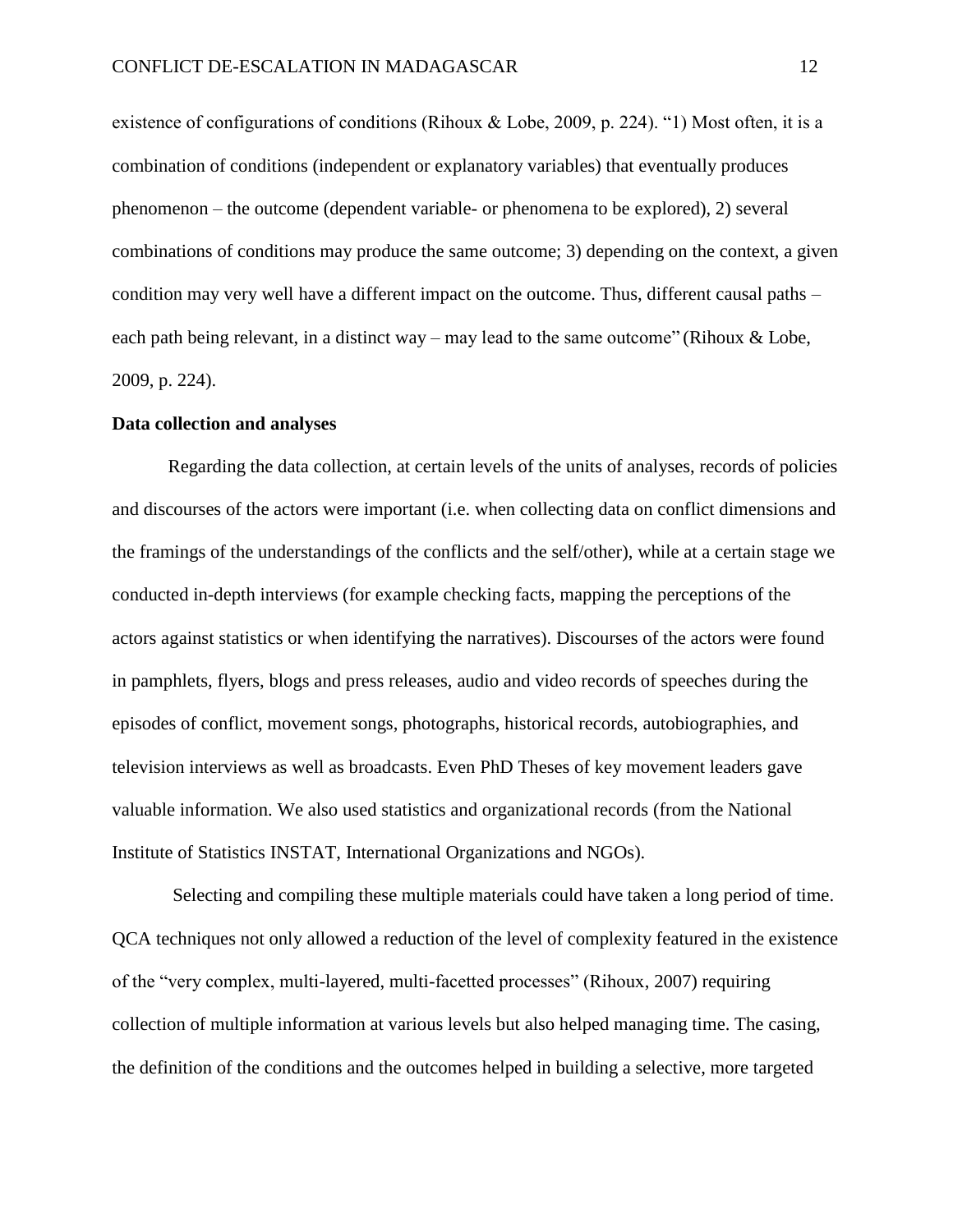existence of configurations of conditions (Rihoux & Lobe, 2009, p. 224). "1) Most often, it is a combination of conditions (independent or explanatory variables) that eventually produces phenomenon – the outcome (dependent variable- or phenomena to be explored), 2) several combinations of conditions may produce the same outcome; 3) depending on the context, a given condition may very well have a different impact on the outcome. Thus, different causal paths – each path being relevant, in a distinct way – may lead to the same outcome" (Rihoux & Lobe, 2009, p. 224).

**Data collection and analyses**

Regarding the data collection, at certain levels of the units of analyses, records of policies and discourses of the actors were important (i.e. when collecting data on conflict dimensions and the framings of the understandings of the conflicts and the self/other), while at a certain stage we conducted in-depth interviews (for example checking facts, mapping the perceptions of the actors against statistics or when identifying the narratives). Discourses of the actors were found in pamphlets, flyers, blogs and press releases, audio and video records of speeches during the episodes of conflict, movement songs, photographs, historical records, autobiographies, and television interviews as well as broadcasts. Even PhD Theses of key movement leaders gave valuable information. We also used statistics and organizational records (from the National Institute of Statistics INSTAT, International Organizations and NGOs).

Selecting and compiling these multiple materials could have taken a long period of time. QCA techniques not only allowed a reduction of the level of complexity featured in the existence of the "very complex, multi-layered, multi-facetted processes" (Rihoux, 2007) requiring collection of multiple information at various levels but also helped managing time. The casing, the definition of the conditions and the outcomes helped in building a selective, more targeted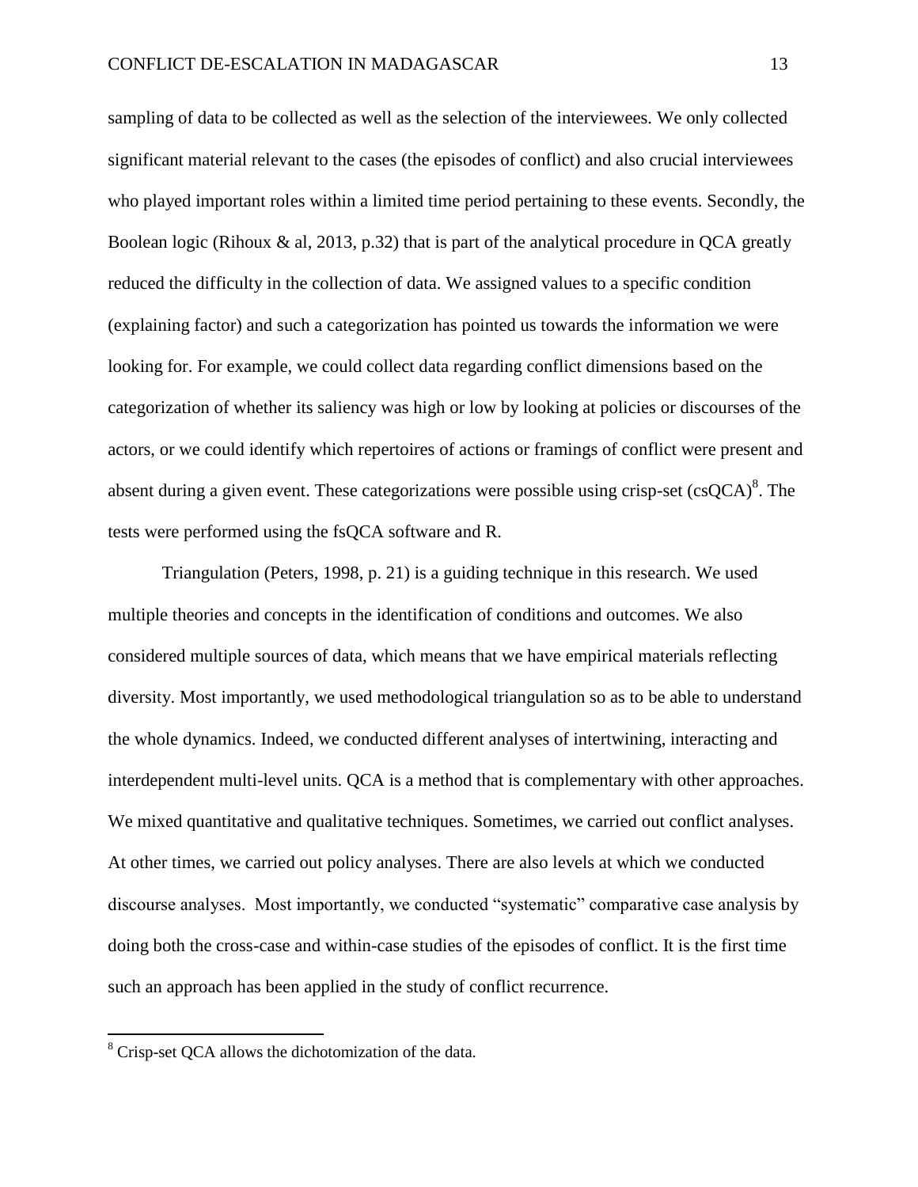sampling of data to be collected as well as the selection of the interviewees. We only collected significant material relevant to the cases (the episodes of conflict) and also crucial interviewees who played important roles within a limited time period pertaining to these events. Secondly, the Boolean logic (Rihoux & al, 2013, p.32) that is part of the analytical procedure in QCA greatly reduced the difficulty in the collection of data. We assigned values to a specific condition (explaining factor) and such a categorization has pointed us towards the information we were looking for. For example, we could collect data regarding conflict dimensions based on the categorization of whether its saliency was high or low by looking at policies or discourses of the actors, or we could identify which repertoires of actions or framings of conflict were present and absent during a given event. These categorizations were possible using crisp-set (csQCA)[8]. The tests were performed using the fsQCA software and R.

Triangulation (Peters, 1998, p. 21) is a guiding technique in this research. We used multiple theories and concepts in the identification of conditions and outcomes. We also considered multiple sources of data, which means that we have empirical materials reflecting diversity. Most importantly, we used methodological triangulation so as to be able to understand the whole dynamics. Indeed, we conducted different analyses of intertwining, interacting and interdependent multi-level units. QCA is a method that is complementary with other approaches. We mixed quantitative and qualitative techniques. Sometimes, we carried out conflict analyses. At other times, we carried out policy analyses. There are also levels at which we conducted discourse analyses. Most importantly, we conducted "systematic" comparative case analysis by doing both the cross-case and within-case studies of the episodes of conflict. It is the first time such an approach has been applied in the study of conflict recurrence.

[8] Crisp-set QCA allows the dichotomization of the data.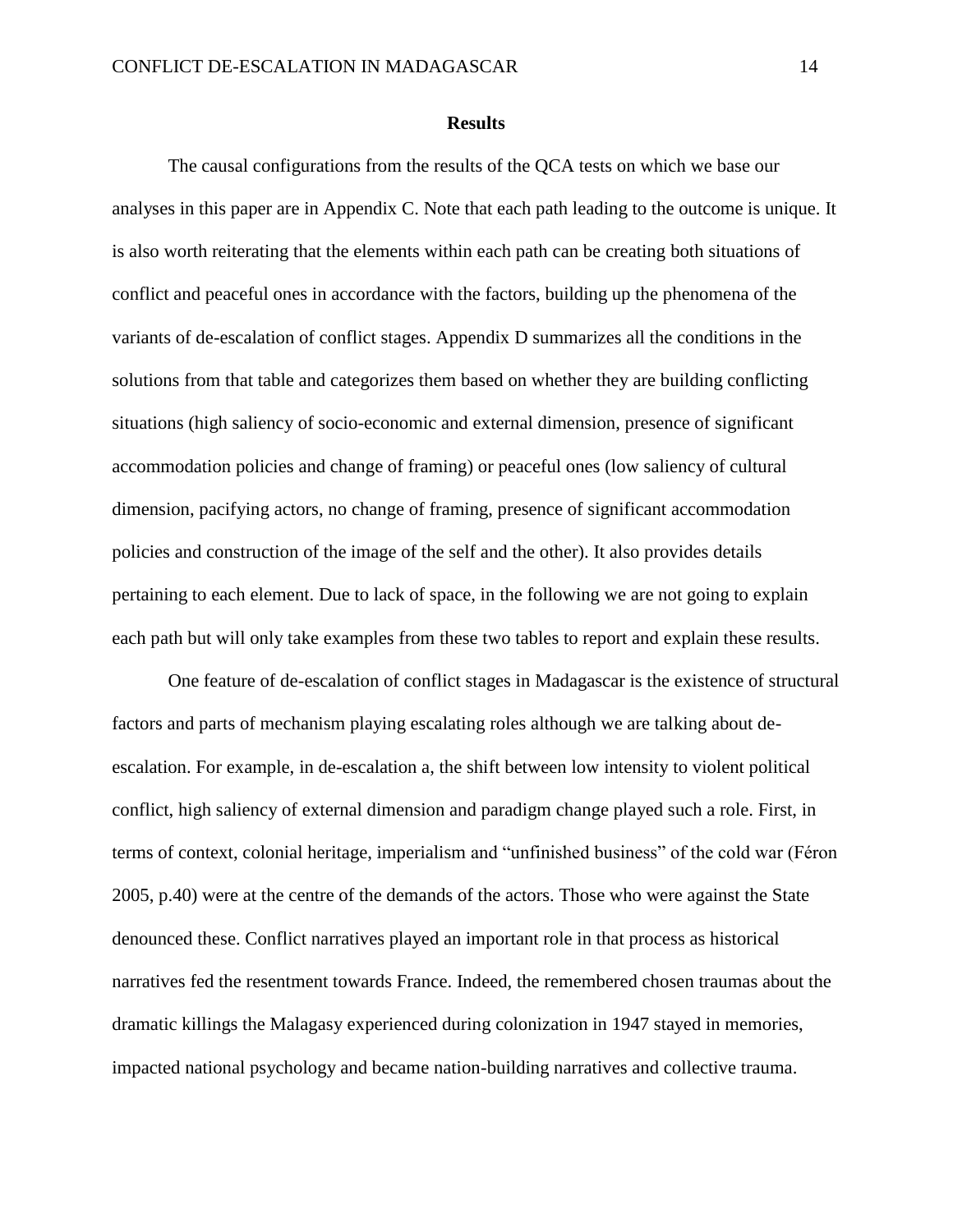## Results

The causal configurations from the results of the QCA tests on which we base our analyses in this paper are in Appendix C. Note that each path leading to the outcome is unique. It is also worth reiterating that the elements within each path can be creating both situations of conflict and peaceful ones in accordance with the factors, building up the phenomena of the variants of de-escalation of conflict stages. Appendix D summarizes all the conditions in the solutions from that table and categorizes them based on whether they are building conflicting situations (high saliency of socio-economic and external dimension, presence of significant accommodation policies and change of framing) or peaceful ones (low saliency of cultural dimension, pacifying actors, no change of framing, presence of significant accommodation policies and construction of the image of the self and the other). It also provides details pertaining to each element. Due to lack of space, in the following we are not going to explain each path but will only take examples from these two tables to report and explain these results.

One feature of de-escalation of conflict stages in Madagascar is the existence of structural factors and parts of mechanism playing escalating roles although we are talking about de-escalation. For example, in de-escalation a, the shift between low intensity to violent political conflict, high saliency of external dimension and paradigm change played such a role. First, in terms of context, colonial heritage, imperialism and "unfinished business" of the cold war (Féron 2005, p.40) were at the centre of the demands of the actors. Those who were against the State denounced these. Conflict narratives played an important role in that process as historical narratives fed the resentment towards France. Indeed, the remembered chosen traumas about the dramatic killings the Malagasy experienced during colonization in 1947 stayed in memories, impacted national psychology and became nation-building narratives and collective trauma.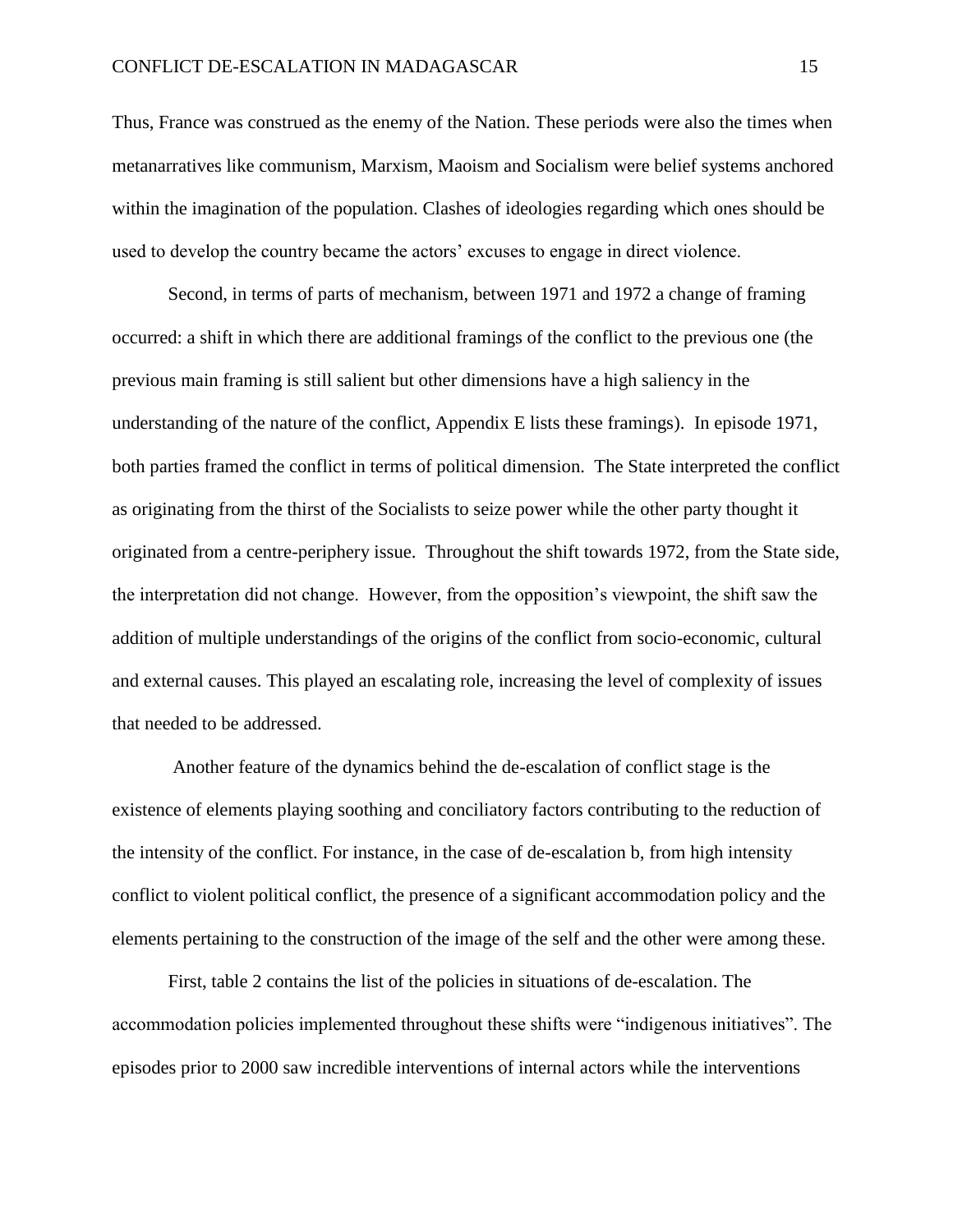Thus, France was construed as the enemy of the Nation. These periods were also the times when metanarratives like communism, Marxism, Maoism and Socialism were belief systems anchored within the imagination of the population. Clashes of ideologies regarding which ones should be used to develop the country became the actors' excuses to engage in direct violence.

Second, in terms of parts of mechanism, between 1971 and 1972 a change of framing occurred: a shift in which there are additional framings of the conflict to the previous one (the previous main framing is still salient but other dimensions have a high saliency in the understanding of the nature of the conflict, Appendix E lists these framings). In episode 1971, both parties framed the conflict in terms of political dimension. The State interpreted the conflict as originating from the thirst of the Socialists to seize power while the other party thought it originated from a centre-periphery issue. Throughout the shift towards 1972, from the State side, the interpretation did not change. However, from the opposition's viewpoint, the shift saw the addition of multiple understandings of the origins of the conflict from socio-economic, cultural and external causes. This played an escalating role, increasing the level of complexity of issues that needed to be addressed.

Another feature of the dynamics behind the de-escalation of conflict stage is the existence of elements playing soothing and conciliatory factors contributing to the reduction of the intensity of the conflict. For instance, in the case of de-escalation b, from high intensity conflict to violent political conflict, the presence of a significant accommodation policy and the elements pertaining to the construction of the image of the self and the other were among these.

First, table 2 contains the list of the policies in situations of de-escalation. The accommodation policies implemented throughout these shifts were "indigenous initiatives". The episodes prior to 2000 saw incredible interventions of internal actors while the interventions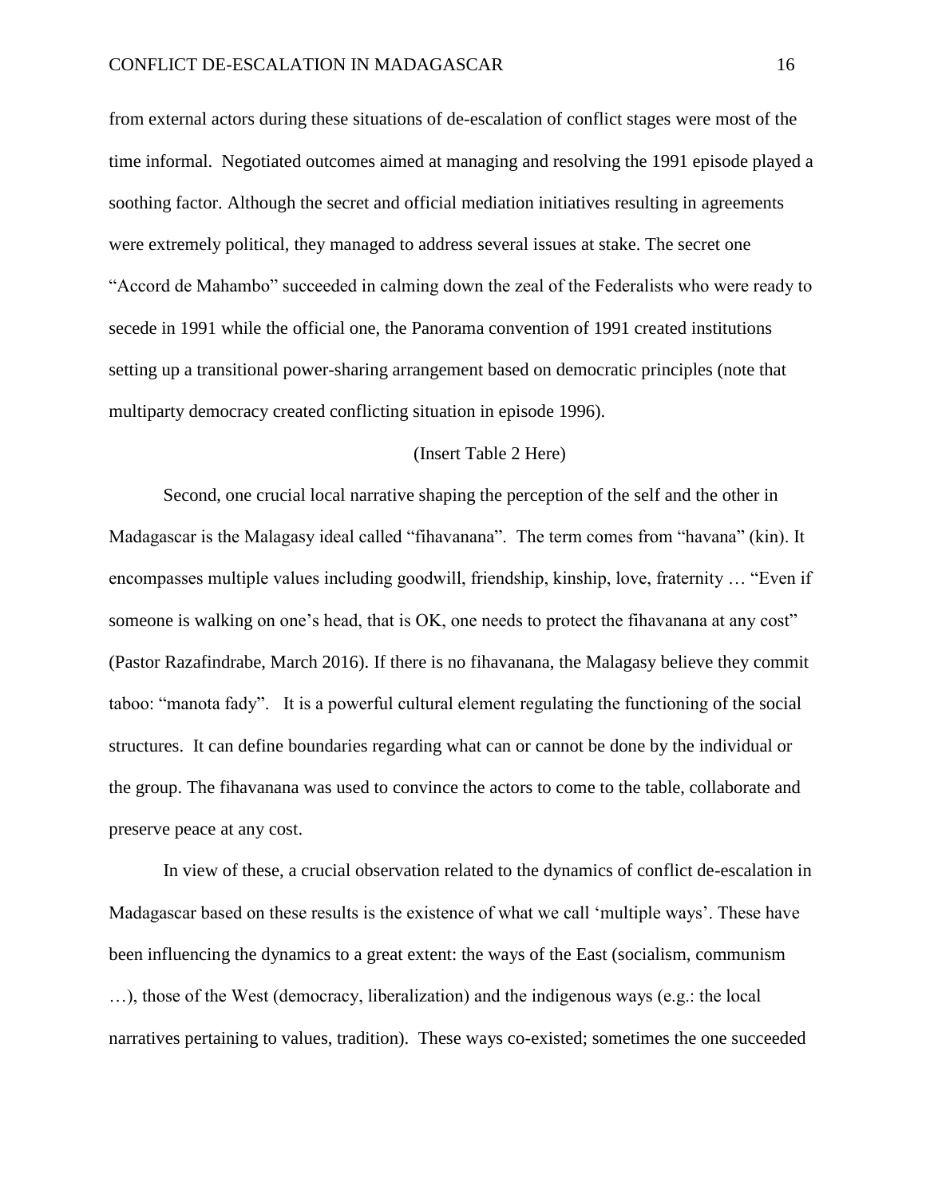from external actors during these situations of de-escalation of conflict stages were most of the time informal. Negotiated outcomes aimed at managing and resolving the 1991 episode played a soothing factor. Although the secret and official mediation initiatives resulting in agreements were extremely political, they managed to address several issues at stake. The secret one “Accord de Mahambo” succeeded in calming down the zeal of the Federalists who were ready to secede in 1991 while the official one, the Panorama convention of 1991 created institutions setting up a transitional power-sharing arrangement based on democratic principles (note that multiparty democracy created conflicting situation in episode 1996).

(Insert Table 2 Here)

Second, one crucial local narrative shaping the perception of the self and the other in Madagascar is the Malagasy ideal called “fihavanana”. The term comes from “havana” (kin). It encompasses multiple values including goodwill, friendship, kinship, love, fraternity … “Even if someone is walking on one’s head, that is OK, one needs to protect the fihavanana at any cost” (Pastor Razafindrabe, March 2016). If there is no fihavanana, the Malagasy believe they commit taboo: “manota fady”. It is a powerful cultural element regulating the functioning of the social structures. It can define boundaries regarding what can or cannot be done by the individual or the group. The fihavanana was used to convince the actors to come to the table, collaborate and preserve peace at any cost.

In view of these, a crucial observation related to the dynamics of conflict de-escalation in Madagascar based on these results is the existence of what we call ‘multiple ways’. These have been influencing the dynamics to a great extent: the ways of the East (socialism, communism …), those of the West (democracy, liberalization) and the indigenous ways (e.g.: the local narratives pertaining to values, tradition). These ways co-existed; sometimes the one succeeded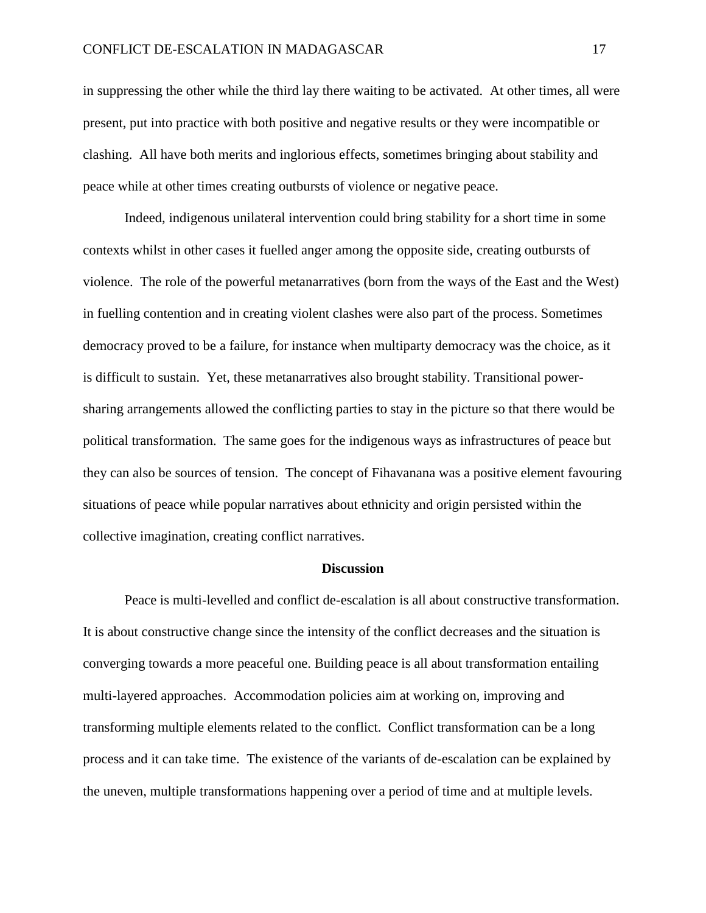in suppressing the other while the third lay there waiting to be activated. At other times, all were present, put into practice with both positive and negative results or they were incompatible or clashing. All have both merits and inglorious effects, sometimes bringing about stability and peace while at other times creating outbursts of violence or negative peace.

Indeed, indigenous unilateral intervention could bring stability for a short time in some contexts whilst in other cases it fuelled anger among the opposite side, creating outbursts of violence. The role of the powerful metanarratives (born from the ways of the East and the West) in fuelling contention and in creating violent clashes were also part of the process. Sometimes democracy proved to be a failure, for instance when multiparty democracy was the choice, as it is difficult to sustain. Yet, these metanarratives also brought stability. Transitional power-sharing arrangements allowed the conflicting parties to stay in the picture so that there would be political transformation. The same goes for the indigenous ways as infrastructures of peace but they can also be sources of tension. The concept of Fihavanana was a positive element favouring situations of peace while popular narratives about ethnicity and origin persisted within the collective imagination, creating conflict narratives.

## Discussion

Peace is multi-levelled and conflict de-escalation is all about constructive transformation. It is about constructive change since the intensity of the conflict decreases and the situation is converging towards a more peaceful one. Building peace is all about transformation entailing multi-layered approaches. Accommodation policies aim at working on, improving and transforming multiple elements related to the conflict. Conflict transformation can be a long process and it can take time. The existence of the variants of de-escalation can be explained by the uneven, multiple transformations happening over a period of time and at multiple levels.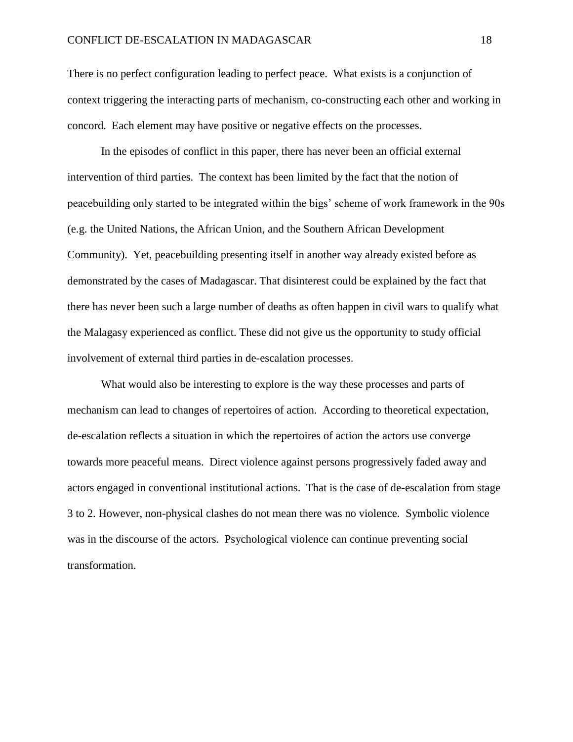There is no perfect configuration leading to perfect peace. What exists is a conjunction of context triggering the interacting parts of mechanism, co-constructing each other and working in concord. Each element may have positive or negative effects on the processes.

In the episodes of conflict in this paper, there has never been an official external intervention of third parties. The context has been limited by the fact that the notion of peacebuilding only started to be integrated within the bigs' scheme of work framework in the 90s (e.g. the United Nations, the African Union, and the Southern African Development Community). Yet, peacebuilding presenting itself in another way already existed before as demonstrated by the cases of Madagascar. That disinterest could be explained by the fact that there has never been such a large number of deaths as often happen in civil wars to qualify what the Malagasy experienced as conflict. These did not give us the opportunity to study official involvement of external third parties in de-escalation processes.

What would also be interesting to explore is the way these processes and parts of mechanism can lead to changes of repertoires of action. According to theoretical expectation, de-escalation reflects a situation in which the repertoires of action the actors use converge towards more peaceful means. Direct violence against persons progressively faded away and actors engaged in conventional institutional actions. That is the case of de-escalation from stage 3 to 2. However, non-physical clashes do not mean there was no violence. Symbolic violence was in the discourse of the actors. Psychological violence can continue preventing social transformation.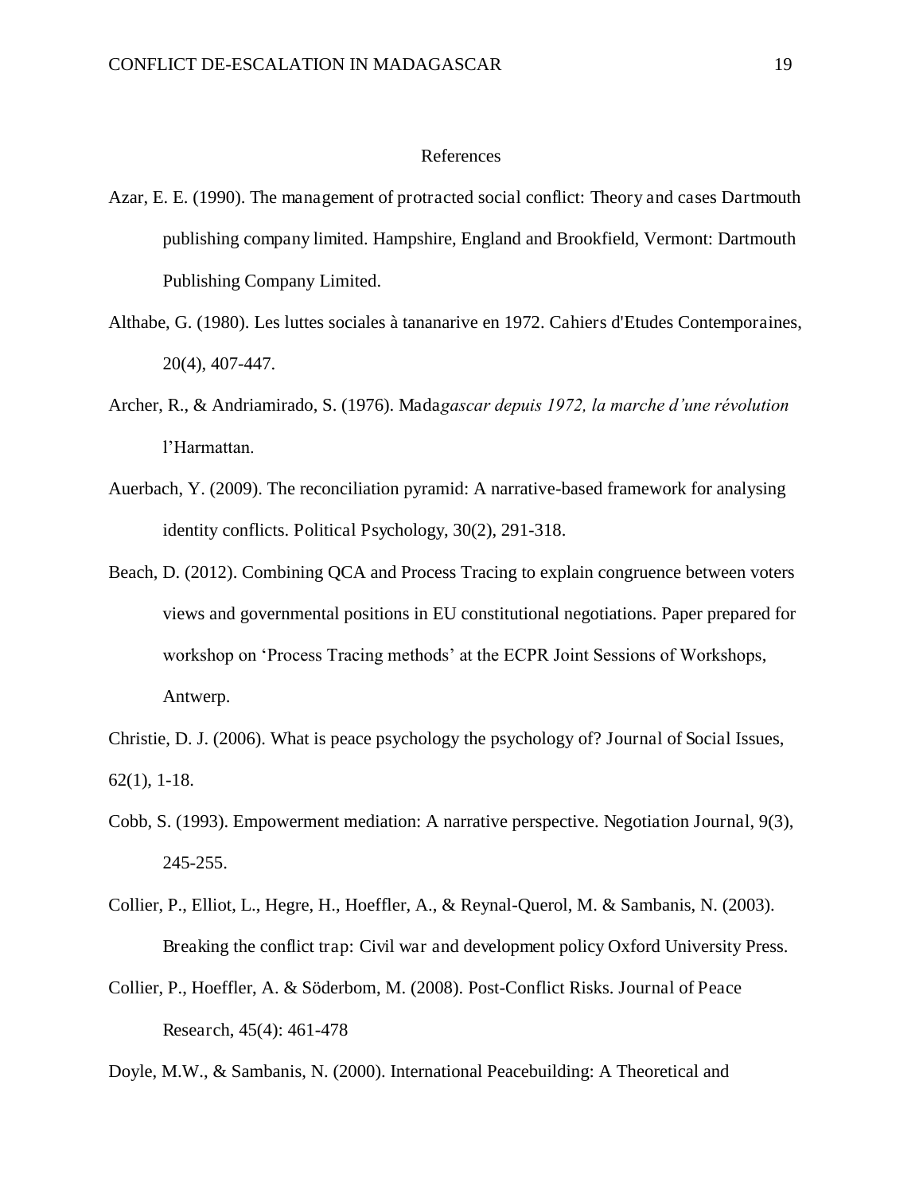References

Azar, E. E. (1990). The management of protracted social conflict: Theory and cases Dartmouth publishing company limited. Hampshire, England and Brookfield, Vermont: Dartmouth Publishing Company Limited.

Althabe, G. (1980). Les luttes sociales à tananarive en 1972. Cahiers d'Etudes Contemporaines, 20(4), 407-447.

Archer, R., & Andriamirado, S. (1976). Mada*gascar depuis 1972, la marche d'une révolution* l'Harmattan.

Auerbach, Y. (2009). The reconciliation pyramid: A narrative-based framework for analysing identity conflicts. Political Psychology, 30(2), 291-318.

Beach, D. (2012). Combining QCA and Process Tracing to explain congruence between voters views and governmental positions in EU constitutional negotiations. Paper prepared for workshop on 'Process Tracing methods' at the ECPR Joint Sessions of Workshops, Antwerp.

Christie, D. J. (2006). What is peace psychology the psychology of? Journal of Social Issues, 62(1), 1-18.

Cobb, S. (1993). Empowerment mediation: A narrative perspective. Negotiation Journal, 9(3), 245-255.

Collier, P., Elliot, L., Hegre, H., Hoeffler, A., & Reynal-Querol, M. & Sambanis, N. (2003). Breaking the conflict trap: Civil war and development policy Oxford University Press.

Collier, P., Hoeffler, A. & Söderbom, M. (2008). Post-Conflict Risks. Journal of Peace Research, 45(4): 461-478

Doyle, M.W., & Sambanis, N. (2000). International Peacebuilding: A Theoretical and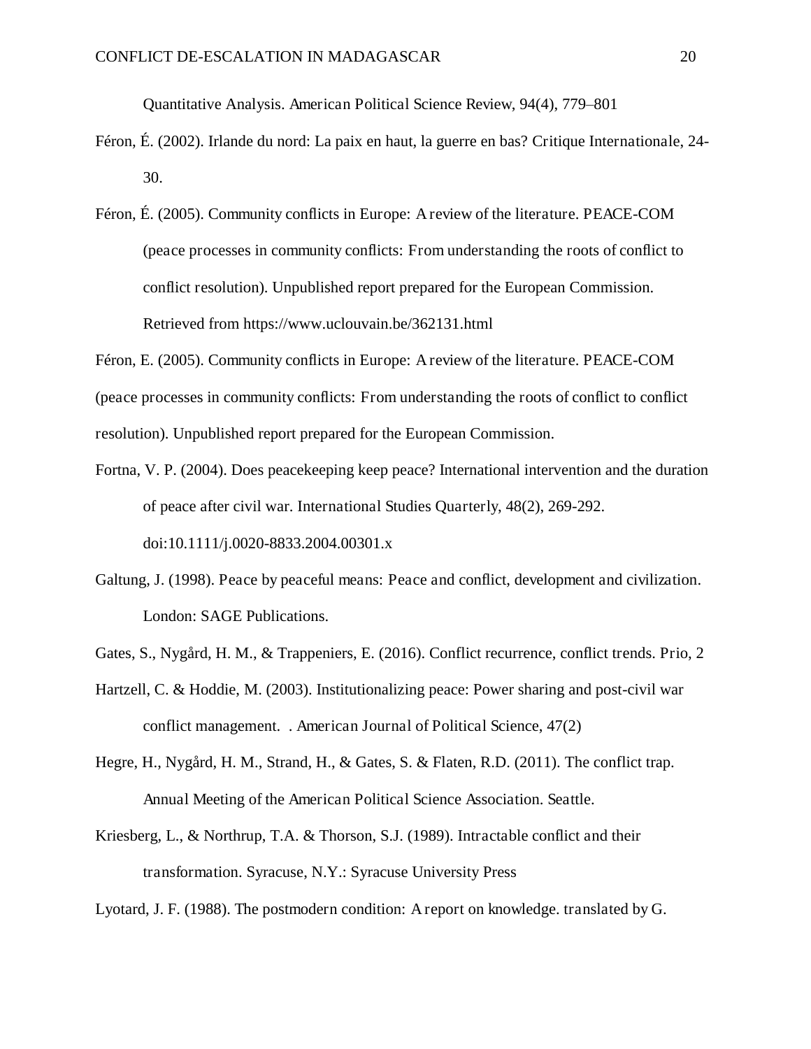Quantitative Analysis. American Political Science Review, 94(4), 779–801

Féron, É. (2002). Irlande du nord: La paix en haut, la guerre en bas? Critique Internationale, 24-30.

Féron, É. (2005). Community conflicts in Europe: A review of the literature. PEACE-COM (peace processes in community conflicts: From understanding the roots of conflict to conflict resolution). Unpublished report prepared for the European Commission. Retrieved from https://www.uclouvain.be/362131.html

Féron, E. (2005). Community conflicts in Europe: A review of the literature. PEACE-COM (peace processes in community conflicts: From understanding the roots of conflict to conflict resolution). Unpublished report prepared for the European Commission.

Fortna, V. P. (2004). Does peacekeeping keep peace? International intervention and the duration of peace after civil war. International Studies Quarterly, 48(2), 269-292. doi:10.1111/j.0020-8833.2004.00301.x

Galtung, J. (1998). Peace by peaceful means: Peace and conflict, development and civilization. London: SAGE Publications.

Gates, S., Nygård, H. M., & Trappeniers, E. (2016). Conflict recurrence, conflict trends. Prio, 2

Hartzell, C. & Hoddie, M. (2003). Institutionalizing peace: Power sharing and post-civil war conflict management. . American Journal of Political Science, 47(2)

Hegre, H., Nygård, H. M., Strand, H., & Gates, S. & Flaten, R.D. (2011). The conflict trap. Annual Meeting of the American Political Science Association. Seattle.

Kriesberg, L., & Northrup, T.A. & Thorson, S.J. (1989). Intractable conflict and their transformation. Syracuse, N.Y.: Syracuse University Press

Lyotard, J. F. (1988). The postmodern condition: A report on knowledge. translated by G.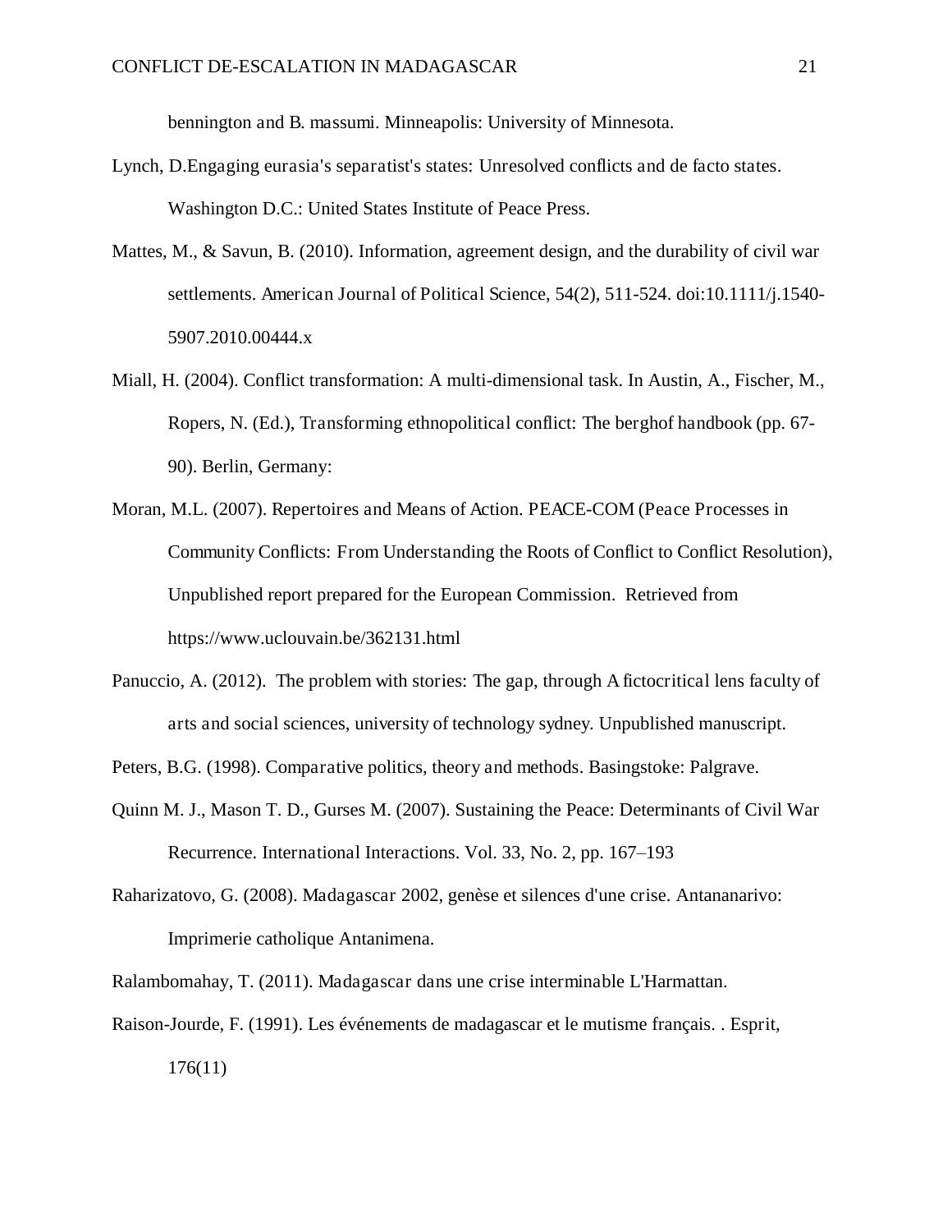bennington and B. massumi. Minneapolis: University of Minnesota.

Lynch, D.Engaging eurasia's separatist's states: Unresolved conflicts and de facto states. Washington D.C.: United States Institute of Peace Press.

Mattes, M., & Savun, B. (2010). Information, agreement design, and the durability of civil war settlements. American Journal of Political Science, 54(2), 511-524. doi:10.1111/j.1540-5907.2010.00444.x

Miall, H. (2004). Conflict transformation: A multi-dimensional task. In Austin, A., Fischer, M., Ropers, N. (Ed.), Transforming ethnopolitical conflict: The berghof handbook (pp. 67-90). Berlin, Germany:

Moran, M.L. (2007). Repertoires and Means of Action. PEACE-COM (Peace Processes in Community Conflicts: From Understanding the Roots of Conflict to Conflict Resolution), Unpublished report prepared for the European Commission. Retrieved from https://www.uclouvain.be/362131.html

Panuccio, A. (2012). The problem with stories: The gap, through A fictocritical lens faculty of arts and social sciences, university of technology sydney. Unpublished manuscript.

Peters, B.G. (1998). Comparative politics, theory and methods. Basingstoke: Palgrave.

Quinn M. J., Mason T. D., Gurses M. (2007). Sustaining the Peace: Determinants of Civil War Recurrence. International Interactions. Vol. 33, No. 2, pp. 167–193

Raharizatovo, G. (2008). Madagascar 2002, genèse et silences d'une crise. Antananarivo: Imprimerie catholique Antanimena.

Ralambomahay, T. (2011). Madagascar dans une crise interminable L'Harmattan.

Raison-Jourde, F. (1991). Les événements de madagascar et le mutisme français. . Esprit, 176(11)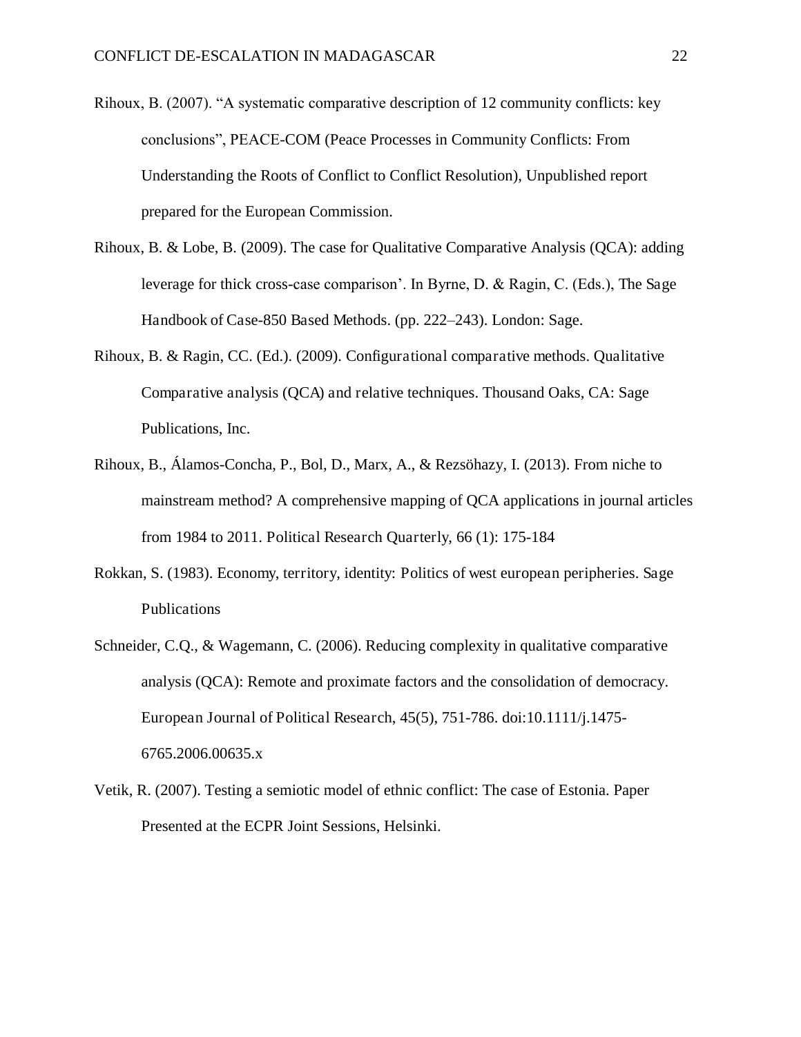Rihoux, B. (2007). “A systematic comparative description of 12 community conflicts: key conclusions”, PEACE-COM (Peace Processes in Community Conflicts: From Understanding the Roots of Conflict to Conflict Resolution), Unpublished report prepared for the European Commission.

Rihoux, B. & Lobe, B. (2009). The case for Qualitative Comparative Analysis (QCA): adding leverage for thick cross-case comparison’. In Byrne, D. & Ragin, C. (Eds.), The Sage Handbook of Case-850 Based Methods. (pp. 222–243). London: Sage.

Rihoux, B. & Ragin, CC. (Ed.). (2009). Configurational comparative methods. Qualitative Comparative analysis (QCA) and relative techniques. Thousand Oaks, CA: Sage Publications, Inc.

Rihoux, B., Álamos-Concha, P., Bol, D., Marx, A., & Rezsöhazy, I. (2013). From niche to mainstream method? A comprehensive mapping of QCA applications in journal articles from 1984 to 2011. Political Research Quarterly, 66 (1): 175-184

Rokkan, S. (1983). Economy, territory, identity: Politics of west european peripheries. Sage Publications

Schneider, C.Q., & Wagemann, C. (2006). Reducing complexity in qualitative comparative analysis (QCA): Remote and proximate factors and the consolidation of democracy. European Journal of Political Research, 45(5), 751-786. doi:10.1111/j.1475-6765.2006.00635.x

Vetik, R. (2007). Testing a semiotic model of ethnic conflict: The case of Estonia. Paper Presented at the ECPR Joint Sessions, Helsinki.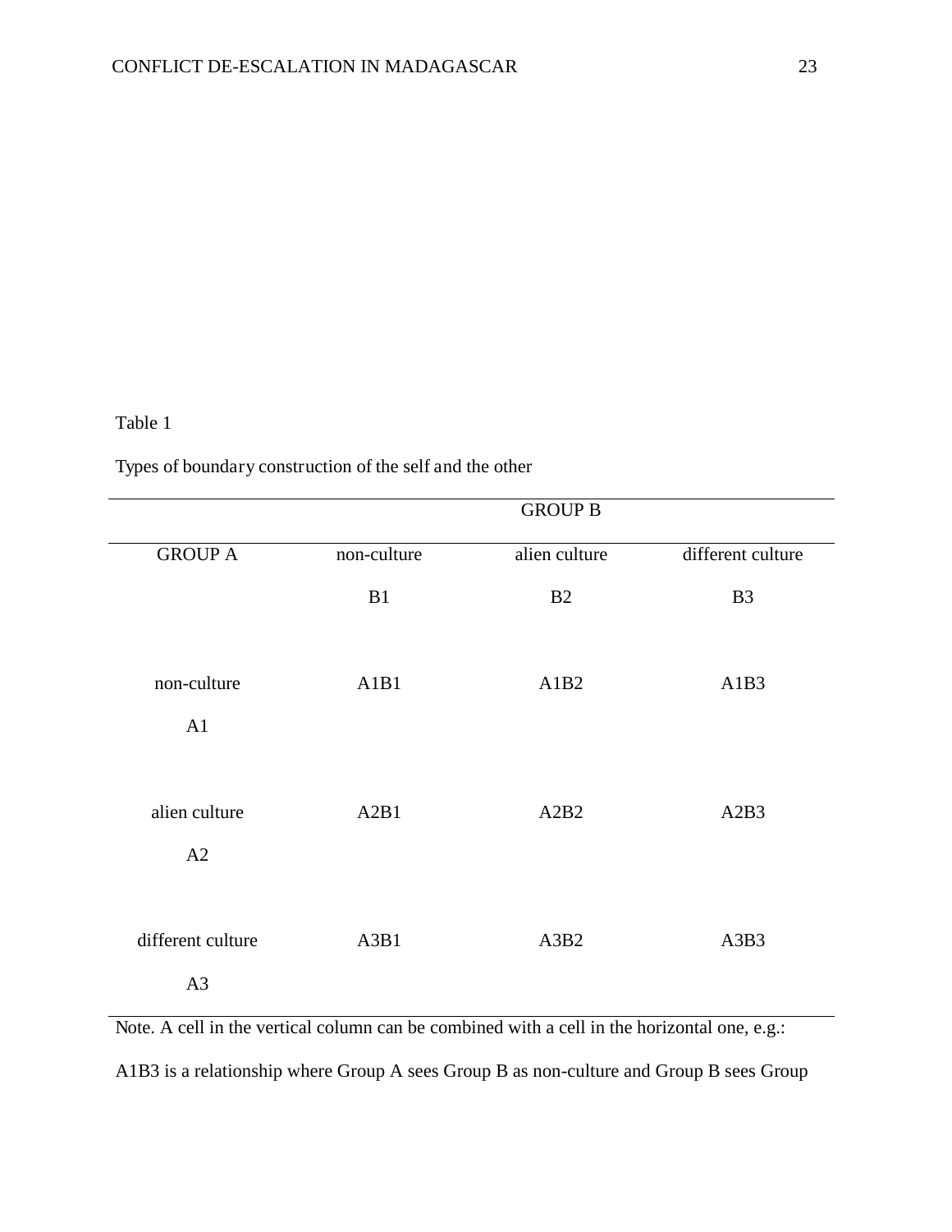Table 1

Types of boundary construction of the self and the other

| | GROUP B | | |
|---|---|---|---|
| GROUP A | non-culture<br>B1 | alien culture<br>B2 | different culture<br>B3 |
| non-culture<br>A1 | A1B1 | A1B2 | A1B3 |
| alien culture<br>A2 | A2B1 | A2B2 | A2B3 |
| different culture<br>A3 | A3B1 | A3B2 | A3B3 |

Note. A cell in the vertical column can be combined with a cell in the horizontal one, e.g.:

A1B3 is a relationship where Group A sees Group B as non-culture and Group B sees Group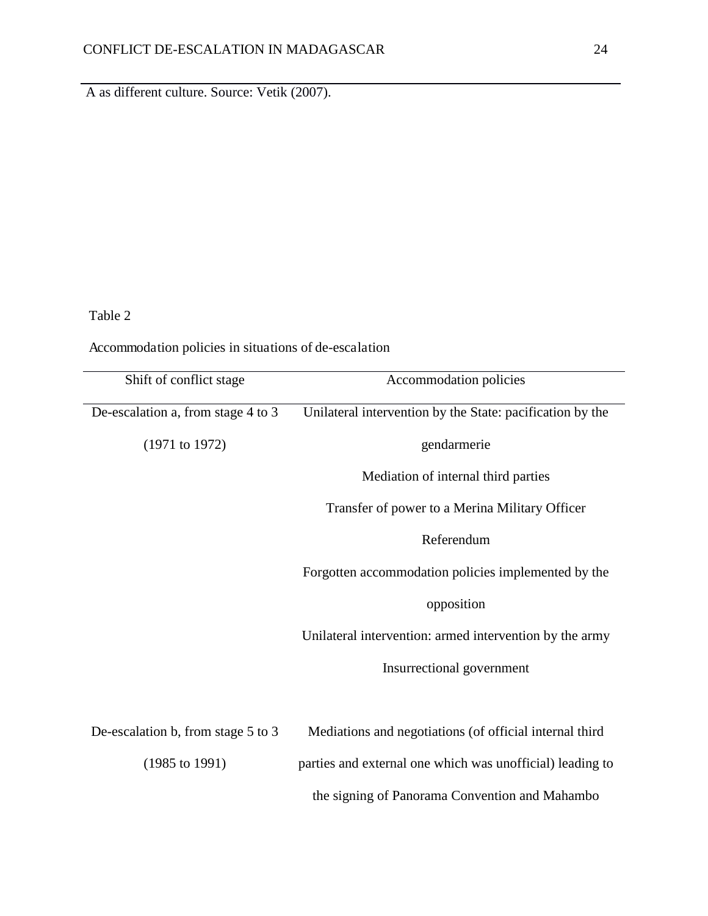A as different culture. Source: Vetik (2007).

Table 2

Accommodation policies in situations of de-escalation

| Shift of conflict stage | Accommodation policies |
|---|---|
| De-escalation a, from stage 4 to 3 (1971 to 1972) | Unilateral intervention by the State: pacification by the gendarmerie |
| | Mediation of internal third parties |
| | Transfer of power to a Merina Military Officer |
| | Referendum |
| | Forgotten accommodation policies implemented by the opposition |
| | Unilateral intervention: armed intervention by the army |
| | Insurrectional government |
| De-escalation b, from stage 5 to 3 (1985 to 1991) | Mediations and negotiations (of official internal third parties and external one which was unofficial) leading to the signing of Panorama Convention and Mahambo |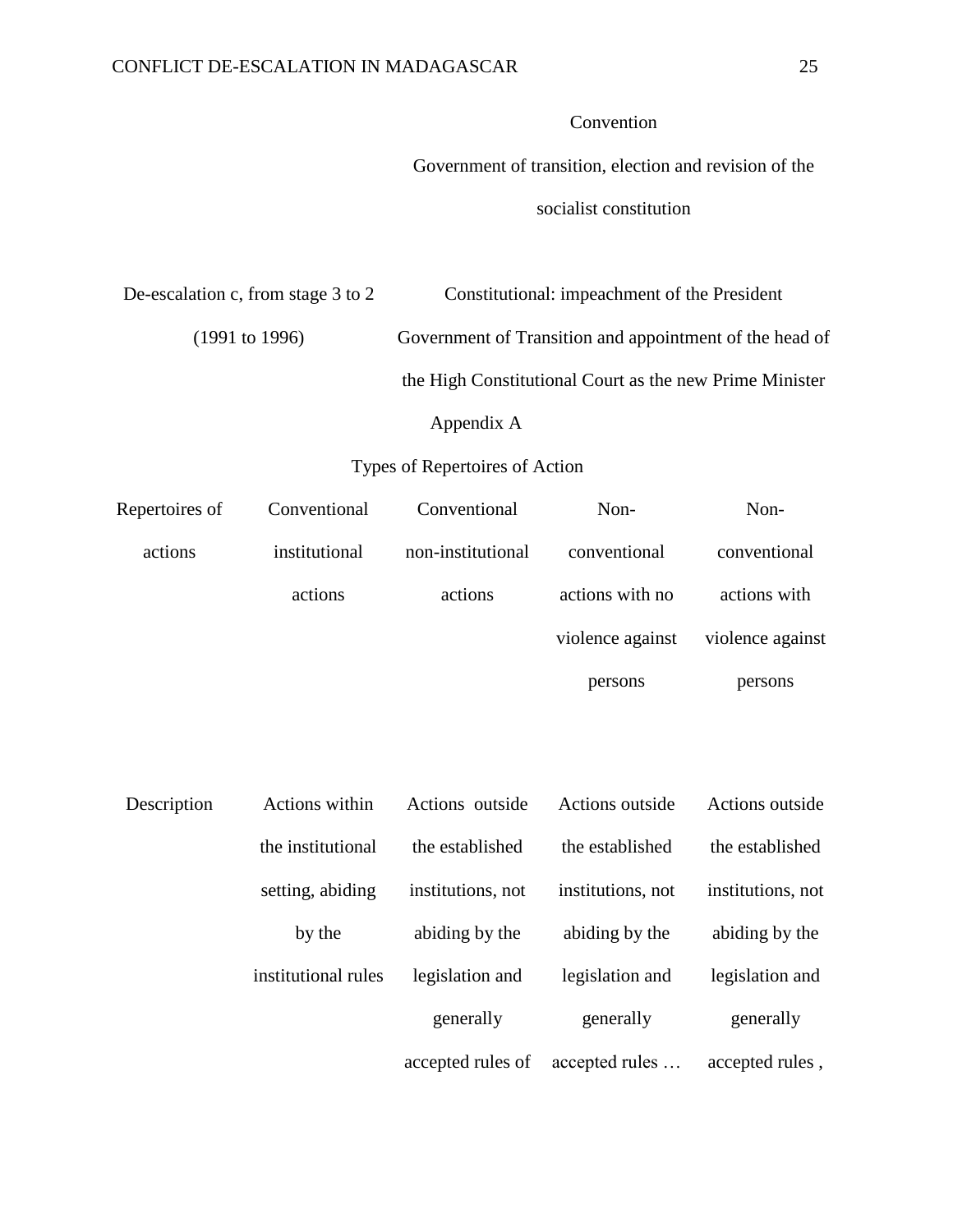| | |
|---|---|
| | Convention<br>Government of transition, election and revision of the socialist constitution |
| De-escalation c, from stage 3 to 2 (1991 to 1996) | Constitutional: impeachment of the President<br>Government of Transition and appointment of the head of the High Constitutional Court as the new Prime Minister |

## Appendix A

### Types of Repertoires of Action

| Repertoires of actions | Conventional institutional actions | Conventional non-institutional actions | Non-conventional actions with no violence against persons | Non-conventional actions with violence against persons |
|---|---|---|---|---|
| Description | Actions within the institutional setting, abiding by the institutional rules | Actions outside the established institutions, not abiding by the legislation and generally accepted rules of | Actions outside the established institutions, not abiding by the legislation and generally accepted rules … | Actions outside the established institutions, not abiding by the legislation and generally accepted rules , |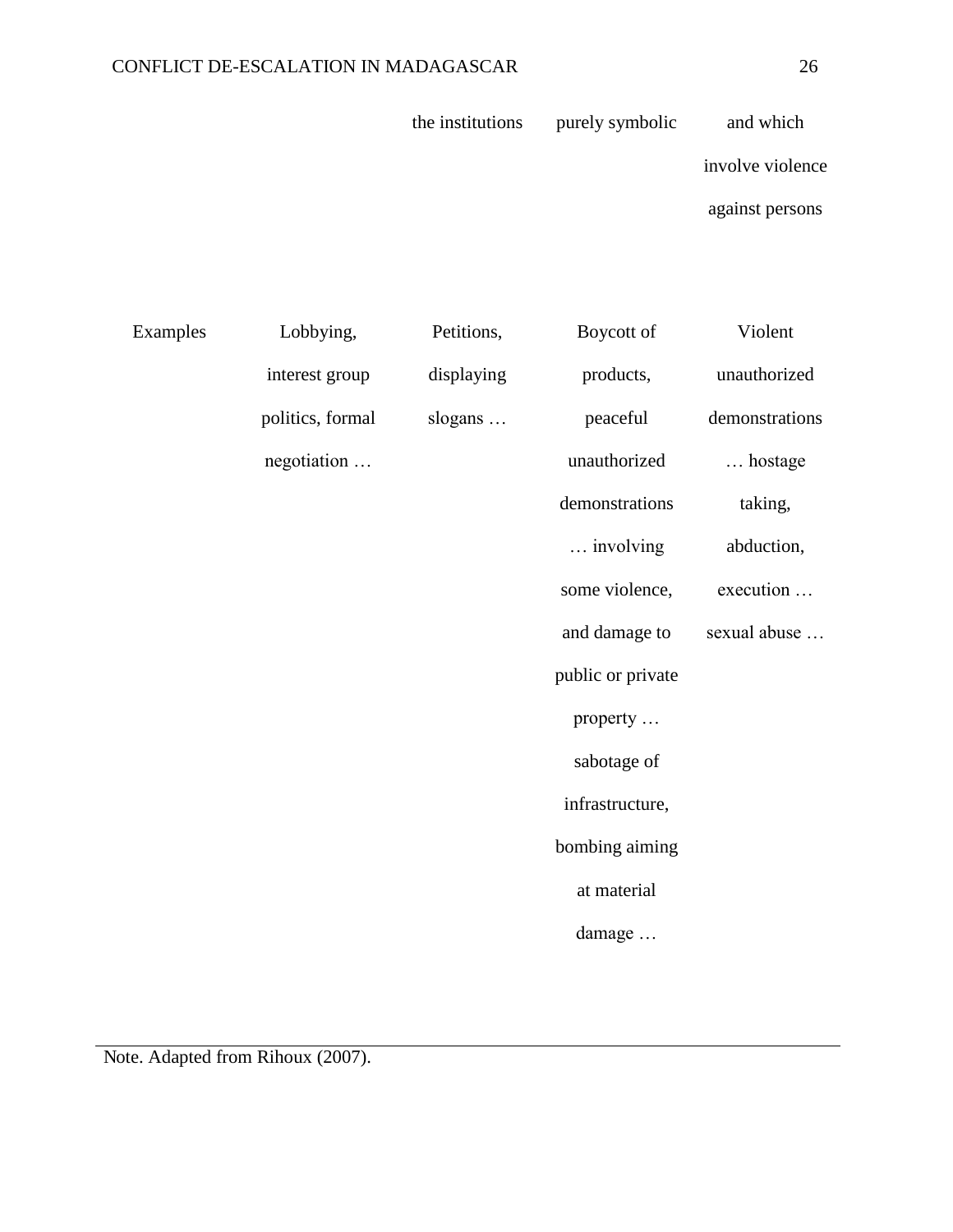| | | | | |
|---|---|---|---|---|
| | | the institutions | purely symbolic | and which involve violence against persons |
| Examples | Lobbying, interest group politics, formal negotiation … | Petitions, displaying slogans … | Boycott of products, peaceful unauthorized demonstrations … involving some violence, and damage to public or private property … sabotage of infrastructure, bombing aiming at material damage … | Violent unauthorized demonstrations … hostage taking, abduction, execution … sexual abuse … |

Note. Adapted from Rihoux (2007).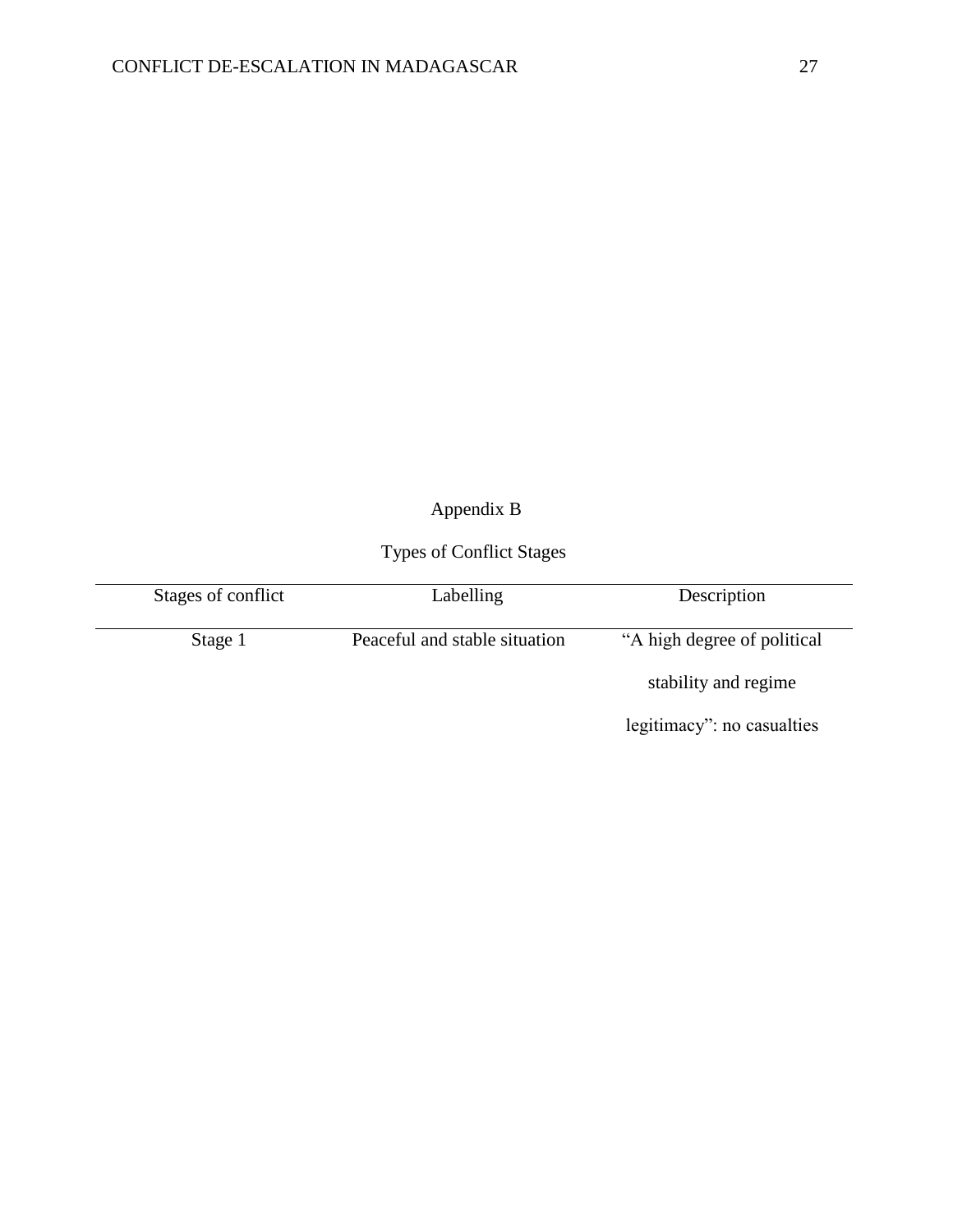Appendix B

Types of Conflict Stages

| Stages of conflict | Labelling | Description |
|---|---|---|
| Stage 1 | Peaceful and stable situation | "A high degree of political stability and regime legitimacy": no casualties |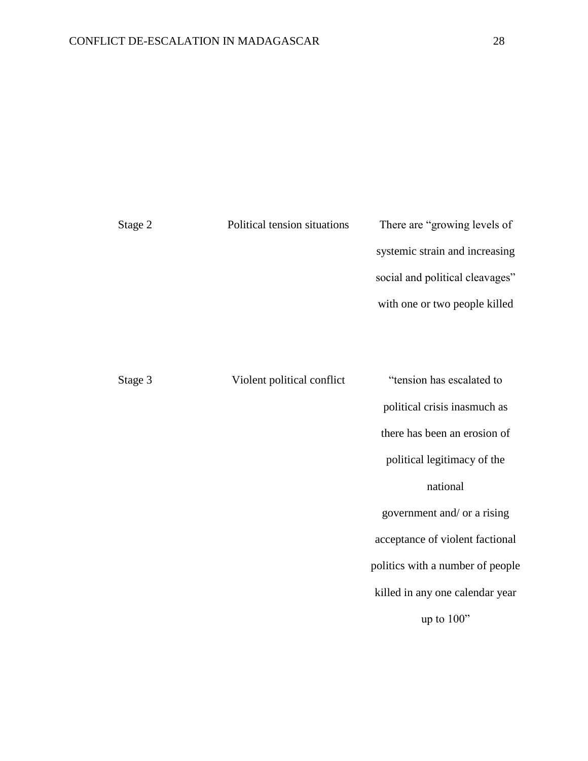| | | |
|---|---|---|
| Stage 2 | Political tension situations | There are "growing levels of systemic strain and increasing social and political cleavages" with one or two people killed |
| Stage 3 | Violent political conflict | "tension has escalated to political crisis inasmuch as there has been an erosion of political legitimacy of the national government and/ or a rising acceptance of violent factional politics with a number of people killed in any one calendar year up to 100" |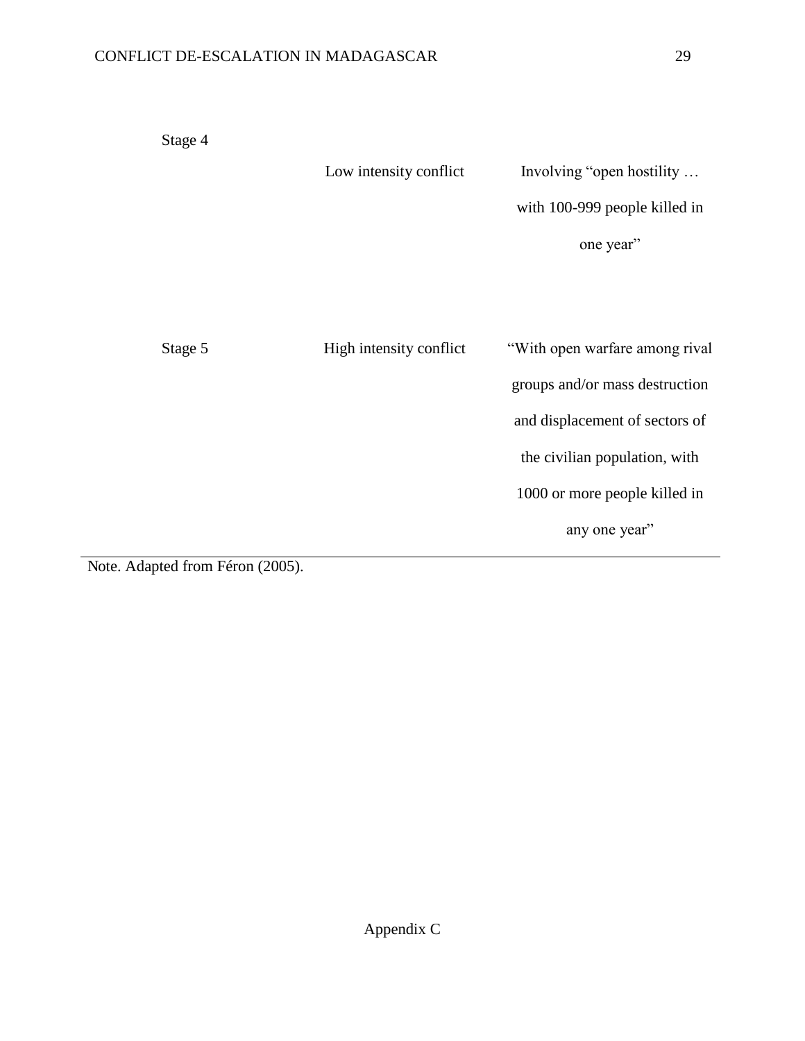| | | |
|---|---|---|
| Stage 4 | Low intensity conflict | Involving “open hostility … with 100-999 people killed in one year” |
| Stage 5 | High intensity conflict | “With open warfare among rival groups and/or mass destruction and displacement of sectors of the civilian population, with 1000 or more people killed in any one year” |

Note. Adapted from Féron (2005).

Appendix C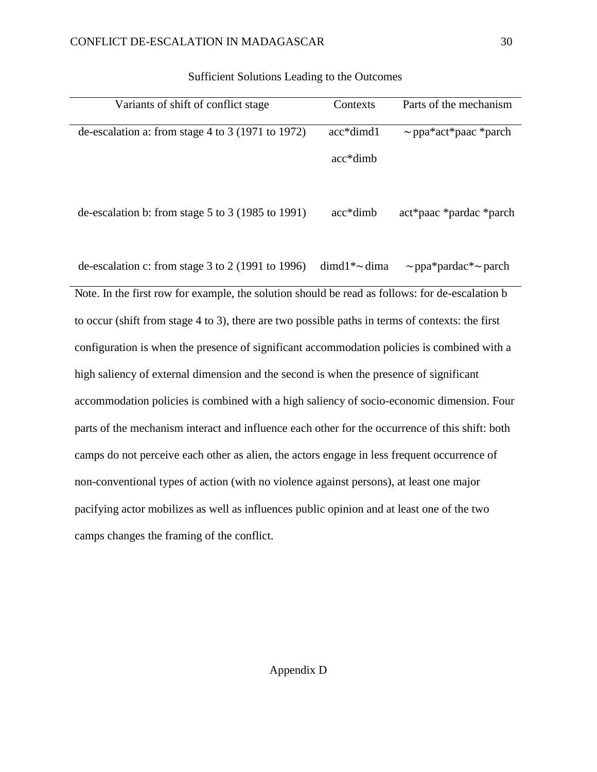Sufficient Solutions Leading to the Outcomes

| Variants of shift of conflict stage | Contexts | Parts of the mechanism |
|---|---|---|
| de-escalation a: from stage 4 to 3 (1971 to 1972) | acc*dimd1<br>acc*dimb | ∼ppa*act*paac *parch |
| de-escalation b: from stage 5 to 3 (1985 to 1991) | acc*dimb | act*paac *pardac *parch |
| de-escalation c: from stage 3 to 2 (1991 to 1996) | dimd1*∼dima | ∼ppa*pardac*∼parch |

Note. In the first row for example, the solution should be read as follows: for de-escalation b to occur (shift from stage 4 to 3), there are two possible paths in terms of contexts: the first configuration is when the presence of significant accommodation policies is combined with a high saliency of external dimension and the second is when the presence of significant accommodation policies is combined with a high saliency of socio-economic dimension. Four parts of the mechanism interact and influence each other for the occurrence of this shift: both camps do not perceive each other as alien, the actors engage in less frequent occurrence of non-conventional types of action (with no violence against persons), at least one major pacifying actor mobilizes as well as influences public opinion and at least one of the two camps changes the framing of the conflict.

Appendix D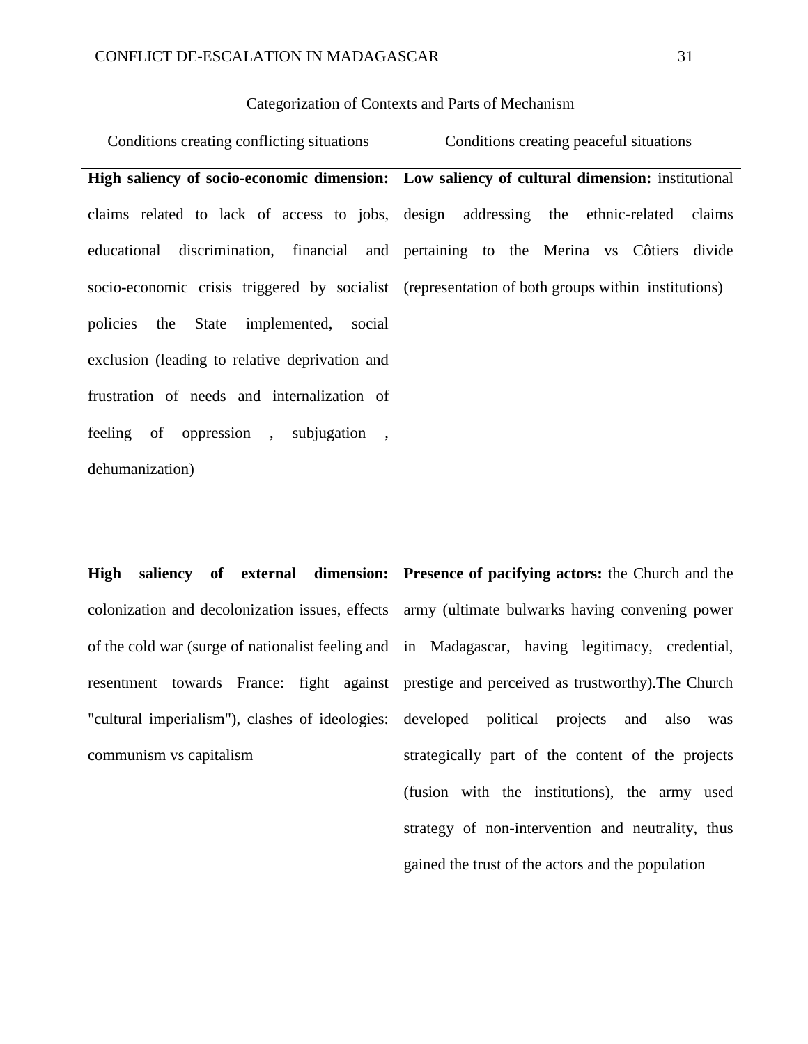Categorization of Contexts and Parts of Mechanism

| Conditions creating conflicting situations | Conditions creating peaceful situations |
|---|---|
| **High saliency of socio-economic dimension:** claims related to lack of access to jobs, educational discrimination, financial and socio-economic crisis triggered by socialist policies the State implemented, social exclusion (leading to relative deprivation and frustration of needs and internalization of feeling of oppression , subjugation , dehumanization) | **Low saliency of cultural dimension:** institutional design addressing the ethnic-related claims pertaining to the Merina vs Côtiers divide (representation of both groups within institutions) |
| **High saliency of external dimension:** colonization and decolonization issues, effects of the cold war (surge of nationalist feeling and resentment towards France: fight against "cultural imperialism"), clashes of ideologies: communism vs capitalism | **Presence of pacifying actors:** the Church and the army (ultimate bulwarks having convening power in Madagascar, having legitimacy, credential, prestige and perceived as trustworthy).The Church developed political projects and also was strategically part of the content of the projects (fusion with the institutions), the army used strategy of non-intervention and neutrality, thus gained the trust of the actors and the population |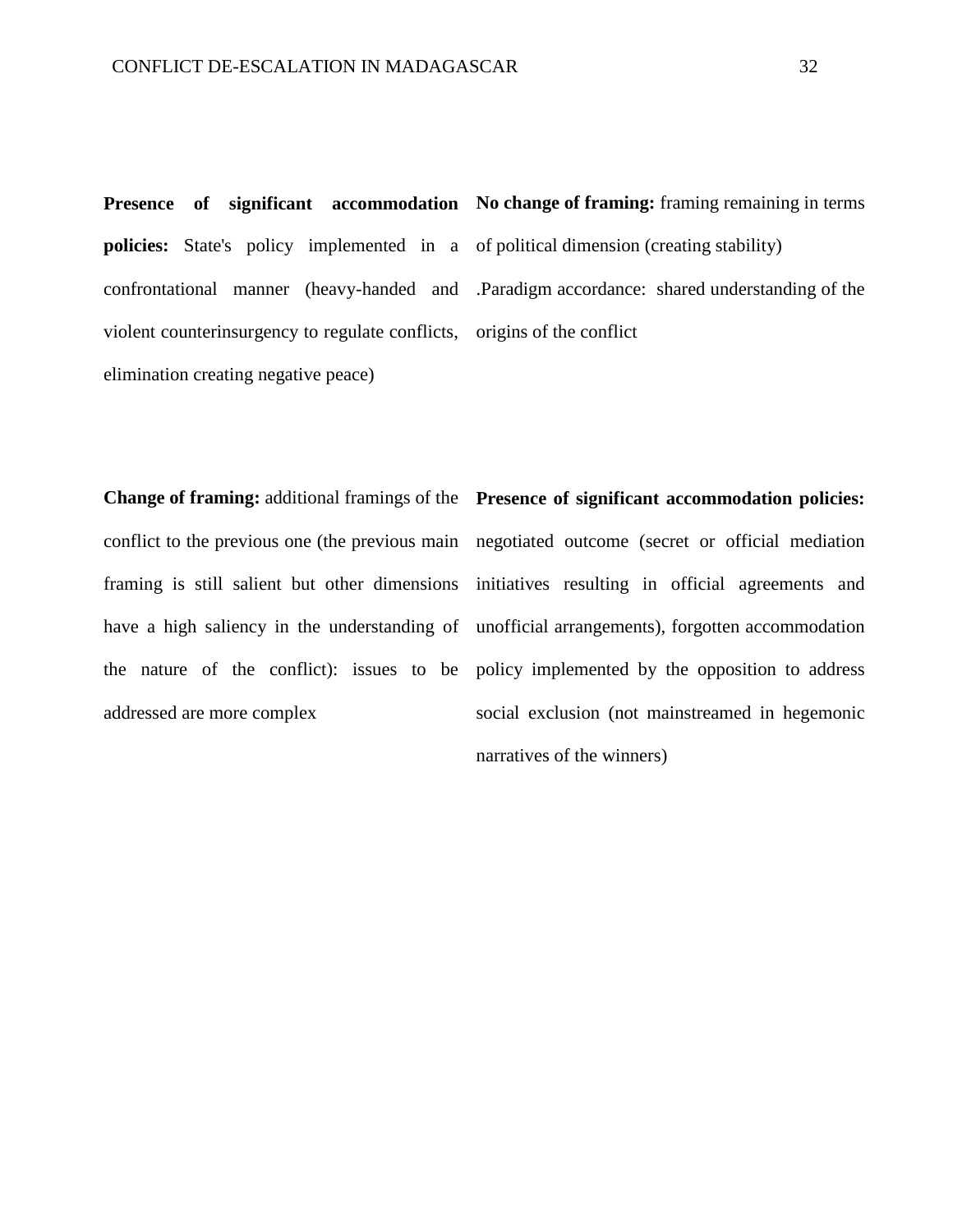| | |
|---|---|
| **Presence of significant accommodation policies:** State's policy implemented in a confrontational manner (heavy-handed and violent counterinsurgency to regulate conflicts, elimination creating negative peace) | **No change of framing:** framing remaining in terms of political dimension (creating stability) .Paradigm accordance: shared understanding of the origins of the conflict |
| **Change of framing:** additional framings of the conflict to the previous one (the previous main framing is still salient but other dimensions have a high saliency in the understanding of the nature of the conflict): issues to be addressed are more complex | **Presence of significant accommodation policies:** negotiated outcome (secret or official mediation initiatives resulting in official agreements and unofficial arrangements), forgotten accommodation policy implemented by the opposition to address social exclusion (not mainstreamed in hegemonic narratives of the winners) |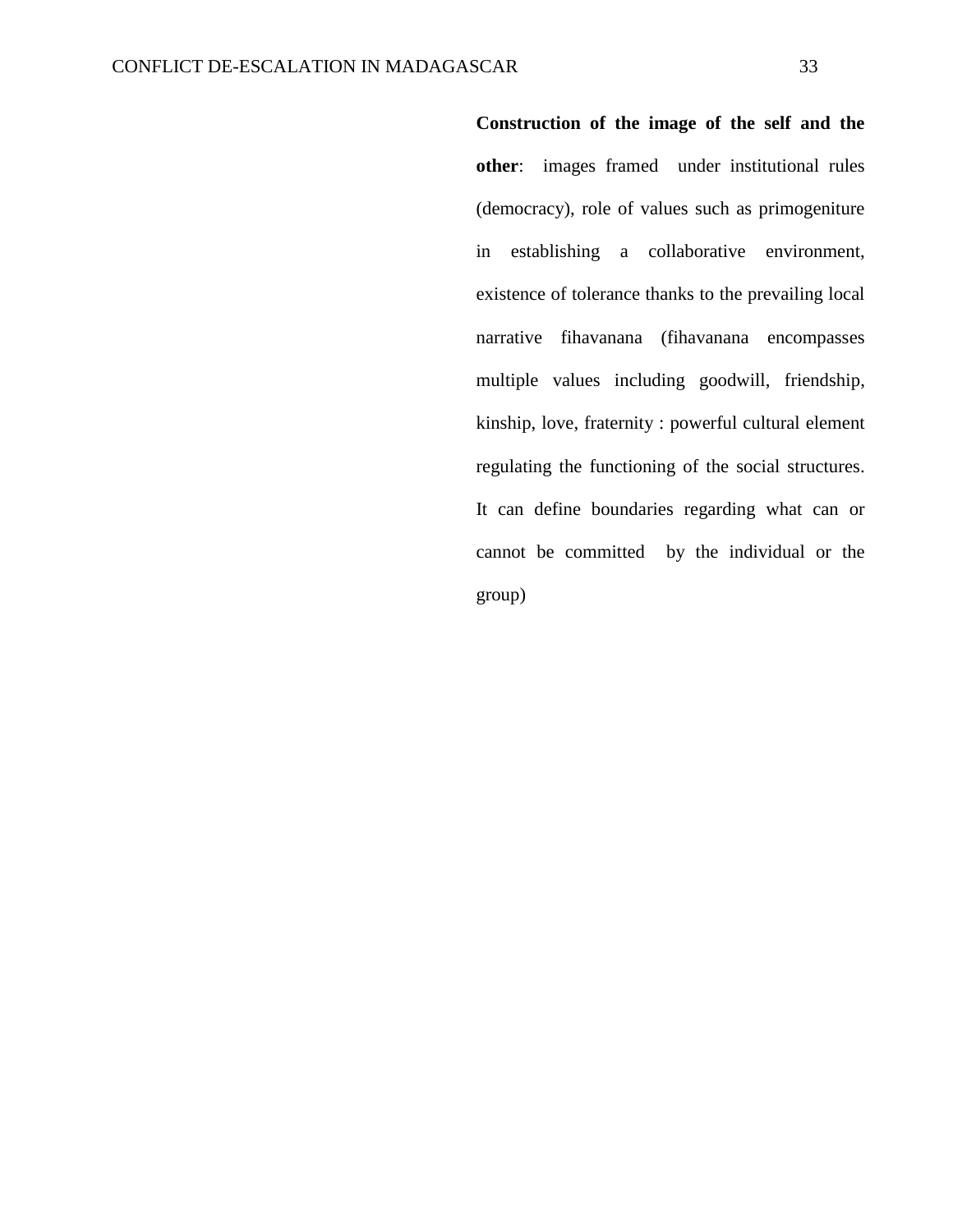**Construction of the image of the self and the other**: images framed under institutional rules (democracy), role of values such as primogeniture in establishing a collaborative environment, existence of tolerance thanks to the prevailing local narrative fihavanana (fihavanana encompasses multiple values including goodwill, friendship, kinship, love, fraternity : powerful cultural element regulating the functioning of the social structures. It can define boundaries regarding what can or cannot be committed by the individual or the group)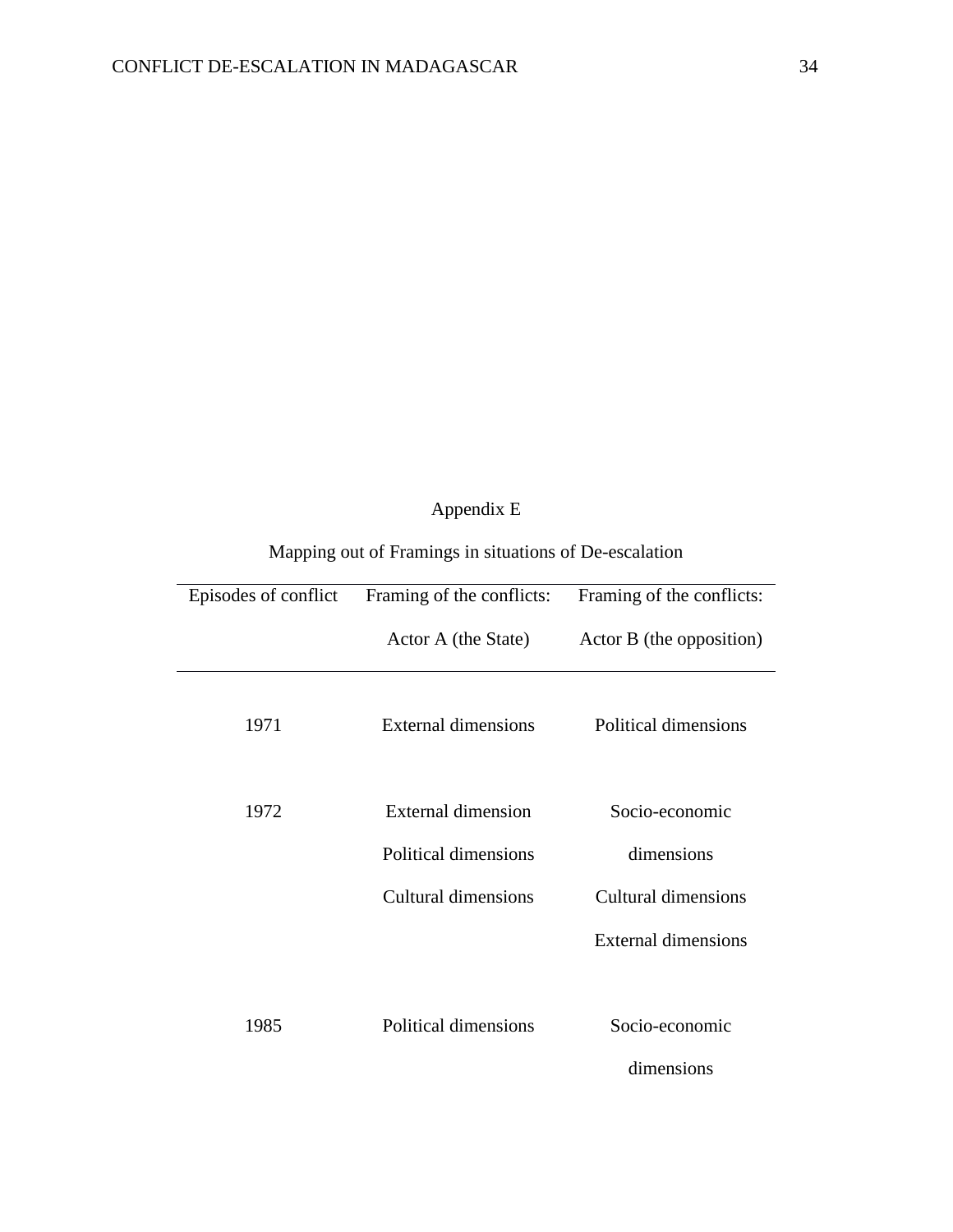## Appendix E

Mapping out of Framings in situations of De-escalation

| Episodes of conflict | Framing of the conflicts: Actor A (the State) | Framing of the conflicts: Actor B (the opposition) |
|---|---|---|
| 1971 | External dimensions | Political dimensions |
| 1972 | External dimension<br>Political dimensions<br>Cultural dimensions | Socio-economic dimensions<br>Cultural dimensions<br>External dimensions |
| 1985 | Political dimensions | Socio-economic dimensions |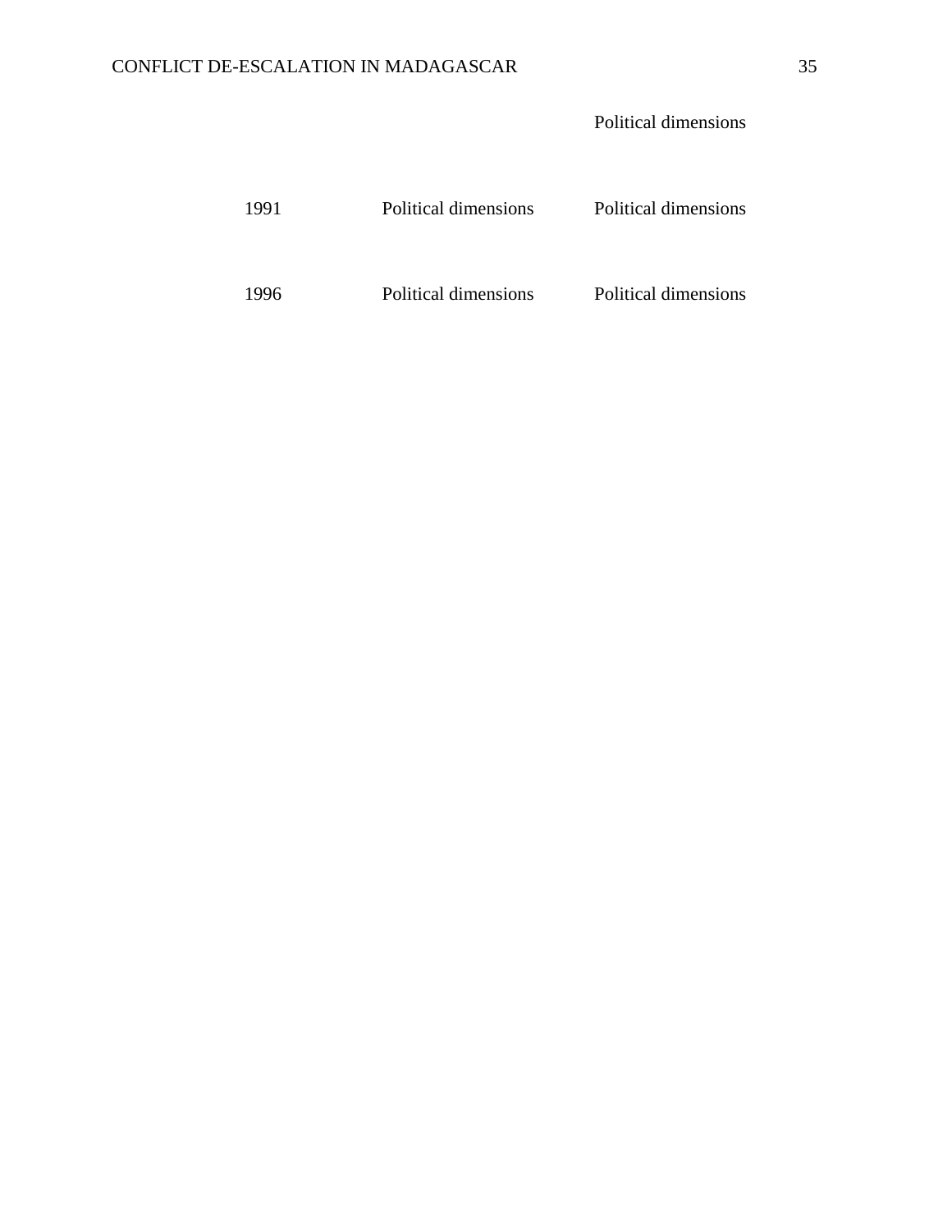| | | Political dimensions |
|---|---|---|
| 1991 | Political dimensions | Political dimensions |
| 1996 | Political dimensions | Political dimensions |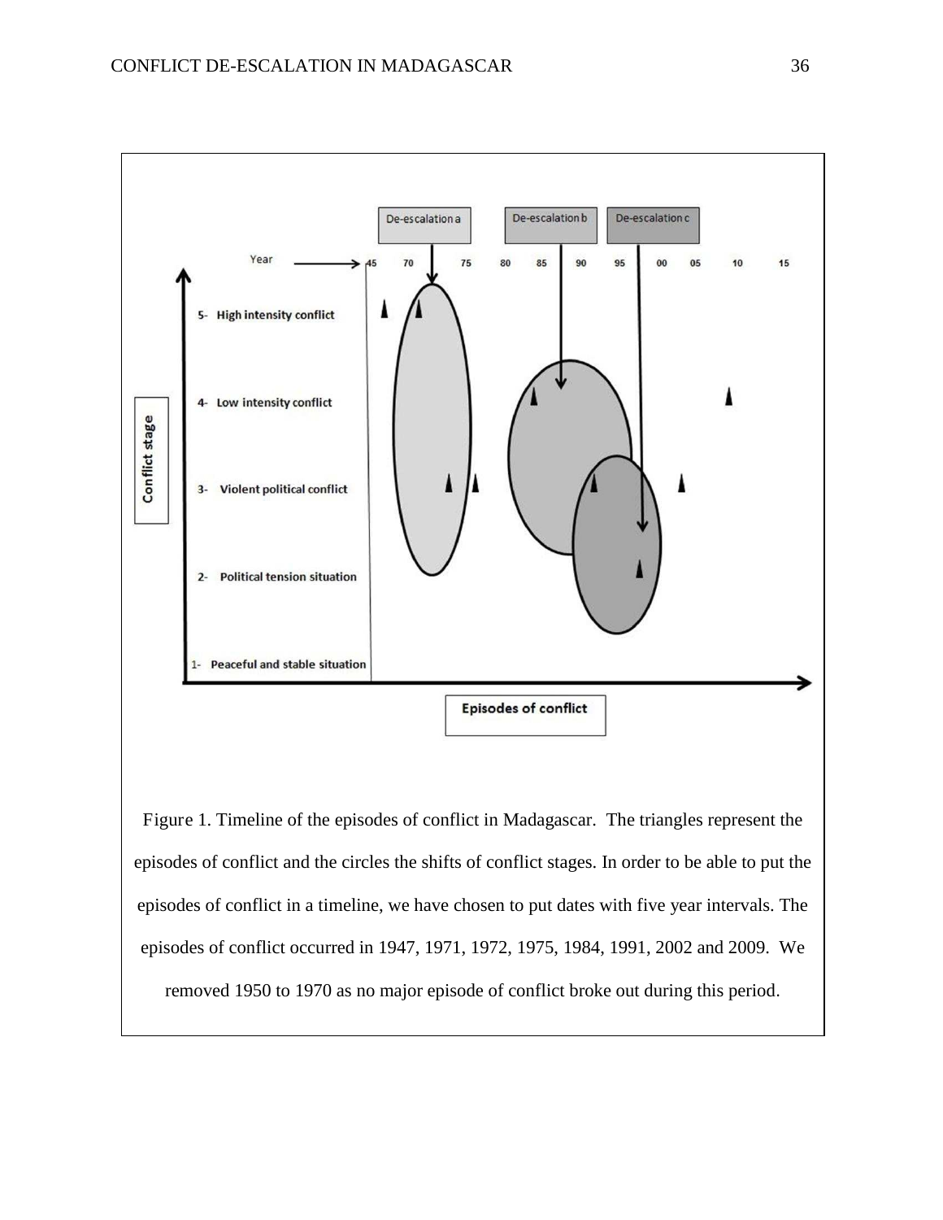De-escalation a

De-escalation b

De-escalation c

Year 45 70 75 80 85 90 95 00 05 10 15

5- High intensity conflict

4- Low intensity conflict

3- Violent political conflict

2- Political tension situation

1- Peaceful and stable situation

Conflict stage

Episodes of conflict

Figure 1. Timeline of the episodes of conflict in Madagascar. The triangles represent the episodes of conflict and the circles the shifts of conflict stages. In order to be able to put the episodes of conflict in a timeline, we have chosen to put dates with five year intervals. The episodes of conflict occurred in 1947, 1971, 1972, 1975, 1984, 1991, 2002 and 2009. We removed 1950 to 1970 as no major episode of conflict broke out during this period.